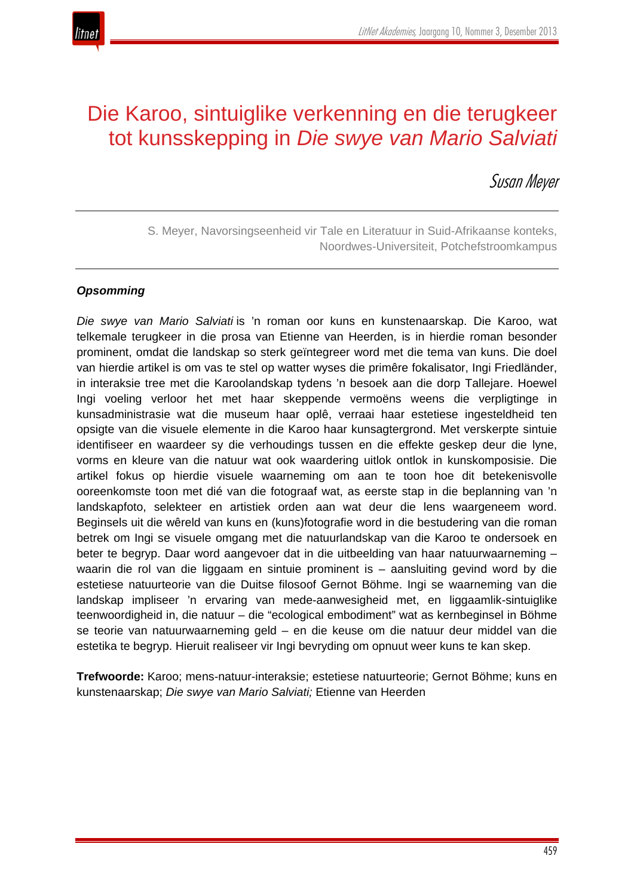# Die Karoo, sintuiglike verkenning en die terugkeer tot kunsskepping in *Die swye van Mario Salviati*

*Susan Meyer*

S. Meyer, Navorsingseenheid vir Tale en Literatuur in Suid-Afrikaanse konteks, Noordwes-Universiteit, Potchefstroomkampus

***Opsomming***

*Die swye van Mario Salviati* is 'n roman oor kuns en kunstenaarskap. Die Karoo, wat telkemale terugkeer in die prosa van Etienne van Heerden, is in hierdie roman besonder prominent, omdat die landskap so sterk geïntegreer word met die tema van kuns. Die doel van hierdie artikel is om vas te stel op watter wyses die primêre fokalisator, Ingi Friedländer, in interaksie tree met die Karoolandskap tydens 'n besoek aan die dorp Tallejare. Hoewel Ingi voeling verloor het met haar skeppende vermoëns weens die verpligtinge in kunsadministrasie wat die museum haar oplê, verraai haar estetiese ingesteldheid ten opsigte van die visuele elemente in die Karoo haar kunsagtergrond. Met verskerpte sintuie identifiseer en waardeer sy die verhoudings tussen en die effekte geskep deur die lyne, vorms en kleure van die natuur wat ook waardering uitlok ontlok in kunskomposisie. Die artikel fokus op hierdie visuele waarneming om aan te toon hoe dit betekenisvolle ooreenkomste toon met dié van die fotograaf wat, as eerste stap in die beplanning van 'n landskapfoto, selekteer en artistiek orden aan wat deur die lens waargeneem word. Beginsels uit die wêreld van kuns en (kuns)fotografie word in die bestudering van die roman betrek om Ingi se visuele omgang met die natuurlandskap van die Karoo te ondersoek en beter te begryp. Daar word aangevoer dat in die uitbeelding van haar natuurwaarneming – waarin die rol van die liggaam en sintuie prominent is – aansluiting gevind word by die estetiese natuurteorie van die Duitse filosoof Gernot Böhme. Ingi se waarneming van die landskap impliseer 'n ervaring van mede-aanwesigheid met, en liggaamlik-sintuiglike teenwoordigheid in, die natuur – die "ecological embodiment" wat as kernbeginsel in Böhme se teorie van natuurwaarneming geld – en die keuse om die natuur deur middel van die estetika te begryp. Hieruit realiseer vir Ingi bevryding om opnuut weer kuns te kan skep.

**Trefwoorde:** Karoo; mens-natuur-interaksie; estetiese natuurteorie; Gernot Böhme; kuns en kunstenaarskap; *Die swye van Mario Salviati;* Etienne van Heerden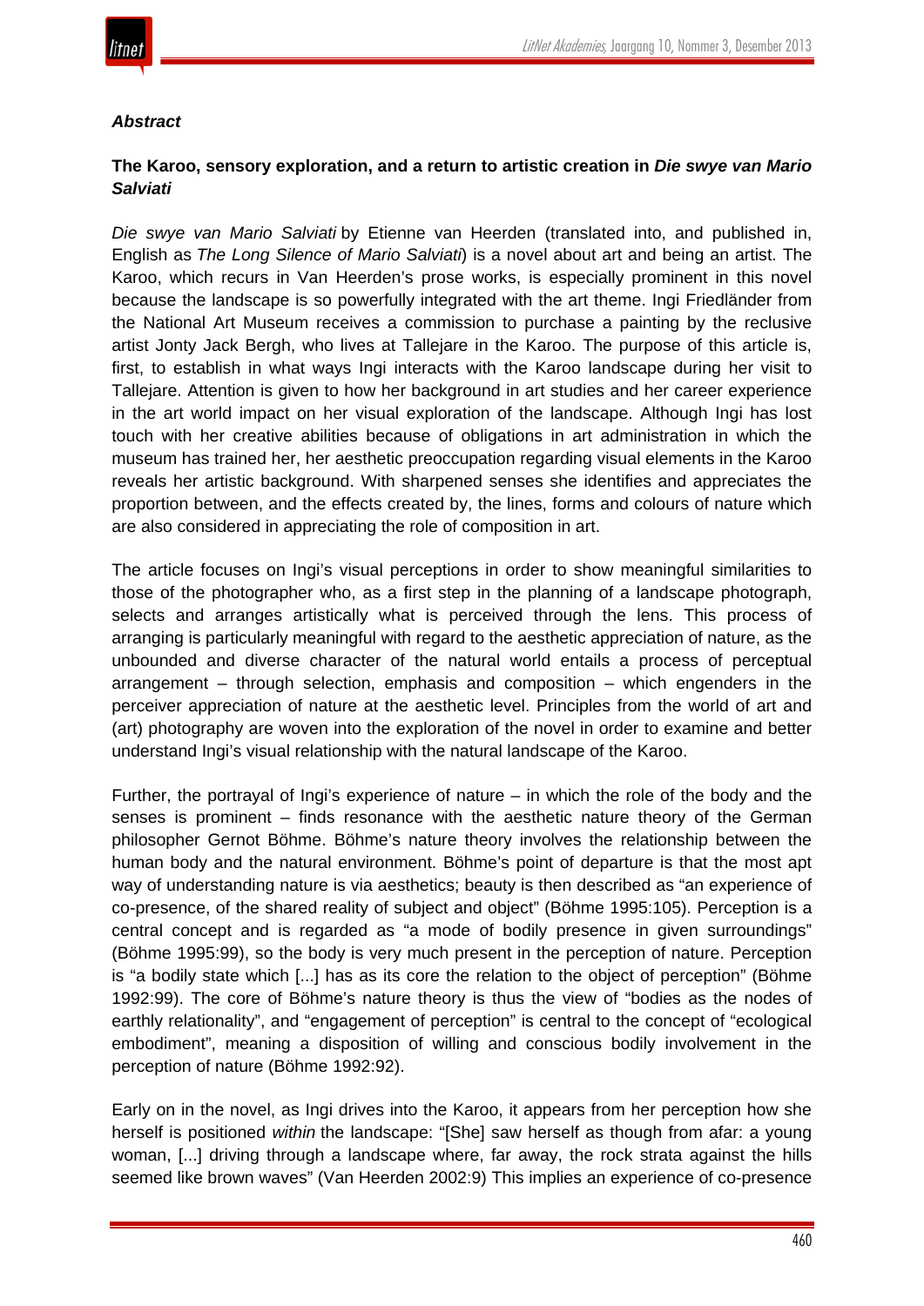### *Abstract*

**The Karoo, sensory exploration, and a return to artistic creation in *Die swye van Mario Salviati***

*Die swye van Mario Salviati* by Etienne van Heerden (translated into, and published in, English as *The Long Silence of Mario Salviati*) is a novel about art and being an artist. The Karoo, which recurs in Van Heerden's prose works, is especially prominent in this novel because the landscape is so powerfully integrated with the art theme. Ingi Friedländer from the National Art Museum receives a commission to purchase a painting by the reclusive artist Jonty Jack Bergh, who lives at Tallejare in the Karoo. The purpose of this article is, first, to establish in what ways Ingi interacts with the Karoo landscape during her visit to Tallejare. Attention is given to how her background in art studies and her career experience in the art world impact on her visual exploration of the landscape. Although Ingi has lost touch with her creative abilities because of obligations in art administration in which the museum has trained her, her aesthetic preoccupation regarding visual elements in the Karoo reveals her artistic background. With sharpened senses she identifies and appreciates the proportion between, and the effects created by, the lines, forms and colours of nature which are also considered in appreciating the role of composition in art.

The article focuses on Ingi's visual perceptions in order to show meaningful similarities to those of the photographer who, as a first step in the planning of a landscape photograph, selects and arranges artistically what is perceived through the lens. This process of arranging is particularly meaningful with regard to the aesthetic appreciation of nature, as the unbounded and diverse character of the natural world entails a process of perceptual arrangement – through selection, emphasis and composition – which engenders in the perceiver appreciation of nature at the aesthetic level. Principles from the world of art and (art) photography are woven into the exploration of the novel in order to examine and better understand Ingi's visual relationship with the natural landscape of the Karoo.

Further, the portrayal of Ingi's experience of nature – in which the role of the body and the senses is prominent – finds resonance with the aesthetic nature theory of the German philosopher Gernot Böhme. Böhme's nature theory involves the relationship between the human body and the natural environment. Böhme's point of departure is that the most apt way of understanding nature is via aesthetics; beauty is then described as "an experience of co-presence, of the shared reality of subject and object" (Böhme 1995:105). Perception is a central concept and is regarded as "a mode of bodily presence in given surroundings" (Böhme 1995:99), so the body is very much present in the perception of nature. Perception is "a bodily state which [...] has as its core the relation to the object of perception" (Böhme 1992:99). The core of Böhme's nature theory is thus the view of "bodies as the nodes of earthly relationality", and "engagement of perception" is central to the concept of "ecological embodiment", meaning a disposition of willing and conscious bodily involvement in the perception of nature (Böhme 1992:92).

Early on in the novel, as Ingi drives into the Karoo, it appears from her perception how she herself is positioned *within* the landscape: "[She] saw herself as though from afar: a young woman, [...] driving through a landscape where, far away, the rock strata against the hills seemed like brown waves" (Van Heerden 2002:9) This implies an experience of co-presence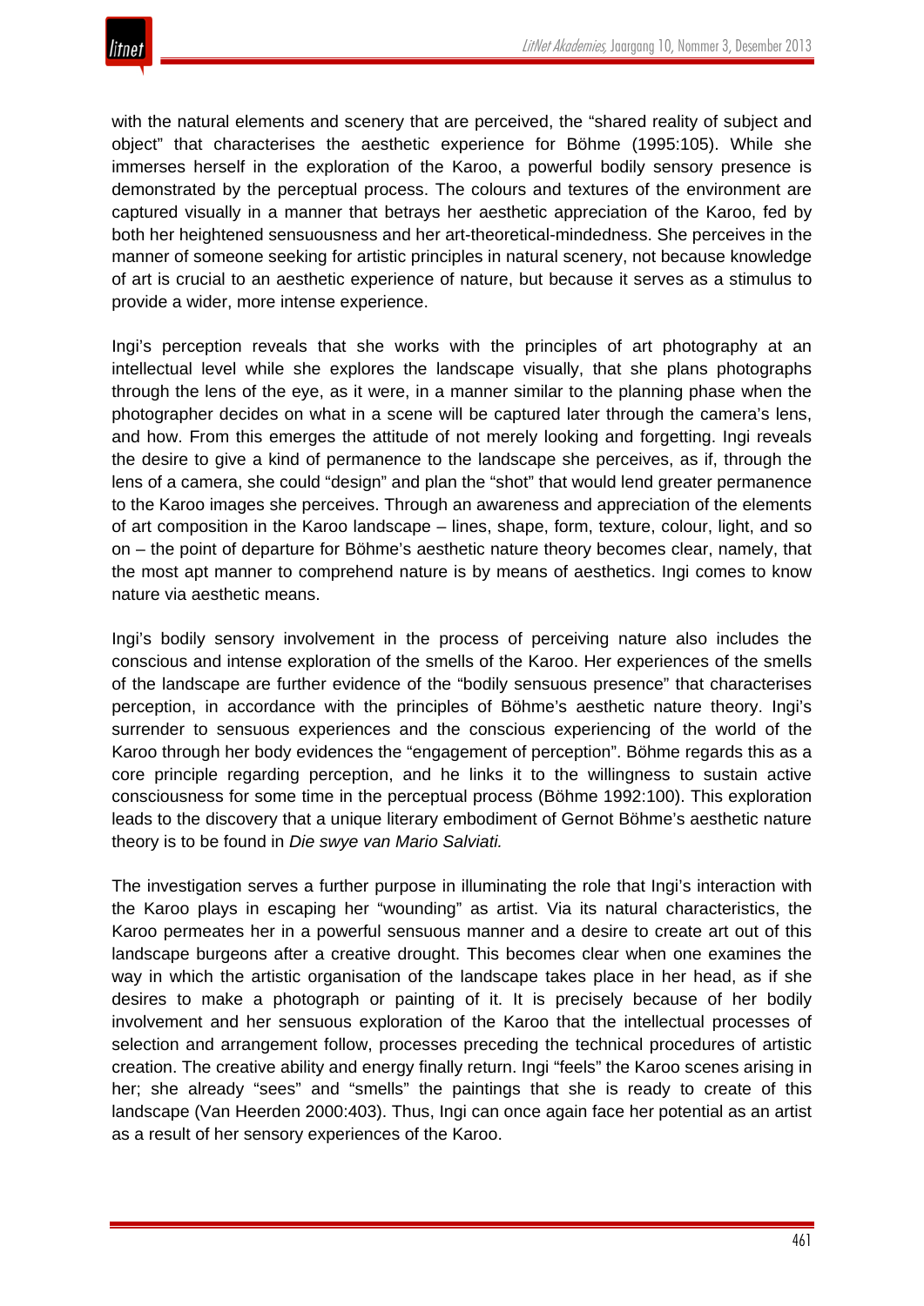with the natural elements and scenery that are perceived, the "shared reality of subject and object" that characterises the aesthetic experience for Böhme (1995:105). While she immerses herself in the exploration of the Karoo, a powerful bodily sensory presence is demonstrated by the perceptual process. The colours and textures of the environment are captured visually in a manner that betrays her aesthetic appreciation of the Karoo, fed by both her heightened sensuousness and her art-theoretical-mindedness. She perceives in the manner of someone seeking for artistic principles in natural scenery, not because knowledge of art is crucial to an aesthetic experience of nature, but because it serves as a stimulus to provide a wider, more intense experience.

Ingi's perception reveals that she works with the principles of art photography at an intellectual level while she explores the landscape visually, that she plans photographs through the lens of the eye, as it were, in a manner similar to the planning phase when the photographer decides on what in a scene will be captured later through the camera's lens, and how. From this emerges the attitude of not merely looking and forgetting. Ingi reveals the desire to give a kind of permanence to the landscape she perceives, as if, through the lens of a camera, she could "design" and plan the "shot" that would lend greater permanence to the Karoo images she perceives. Through an awareness and appreciation of the elements of art composition in the Karoo landscape – lines, shape, form, texture, colour, light, and so on – the point of departure for Böhme's aesthetic nature theory becomes clear, namely, that the most apt manner to comprehend nature is by means of aesthetics. Ingi comes to know nature via aesthetic means.

Ingi's bodily sensory involvement in the process of perceiving nature also includes the conscious and intense exploration of the smells of the Karoo. Her experiences of the smells of the landscape are further evidence of the "bodily sensuous presence" that characterises perception, in accordance with the principles of Böhme's aesthetic nature theory. Ingi's surrender to sensuous experiences and the conscious experiencing of the world of the Karoo through her body evidences the "engagement of perception". Böhme regards this as a core principle regarding perception, and he links it to the willingness to sustain active consciousness for some time in the perceptual process (Böhme 1992:100). This exploration leads to the discovery that a unique literary embodiment of Gernot Böhme's aesthetic nature theory is to be found in *Die swye van Mario Salviati.*

The investigation serves a further purpose in illuminating the role that Ingi's interaction with the Karoo plays in escaping her "wounding" as artist. Via its natural characteristics, the Karoo permeates her in a powerful sensuous manner and a desire to create art out of this landscape burgeons after a creative drought. This becomes clear when one examines the way in which the artistic organisation of the landscape takes place in her head, as if she desires to make a photograph or painting of it. It is precisely because of her bodily involvement and her sensuous exploration of the Karoo that the intellectual processes of selection and arrangement follow, processes preceding the technical procedures of artistic creation. The creative ability and energy finally return. Ingi "feels" the Karoo scenes arising in her; she already "sees" and "smells" the paintings that she is ready to create of this landscape (Van Heerden 2000:403). Thus, Ingi can once again face her potential as an artist as a result of her sensory experiences of the Karoo.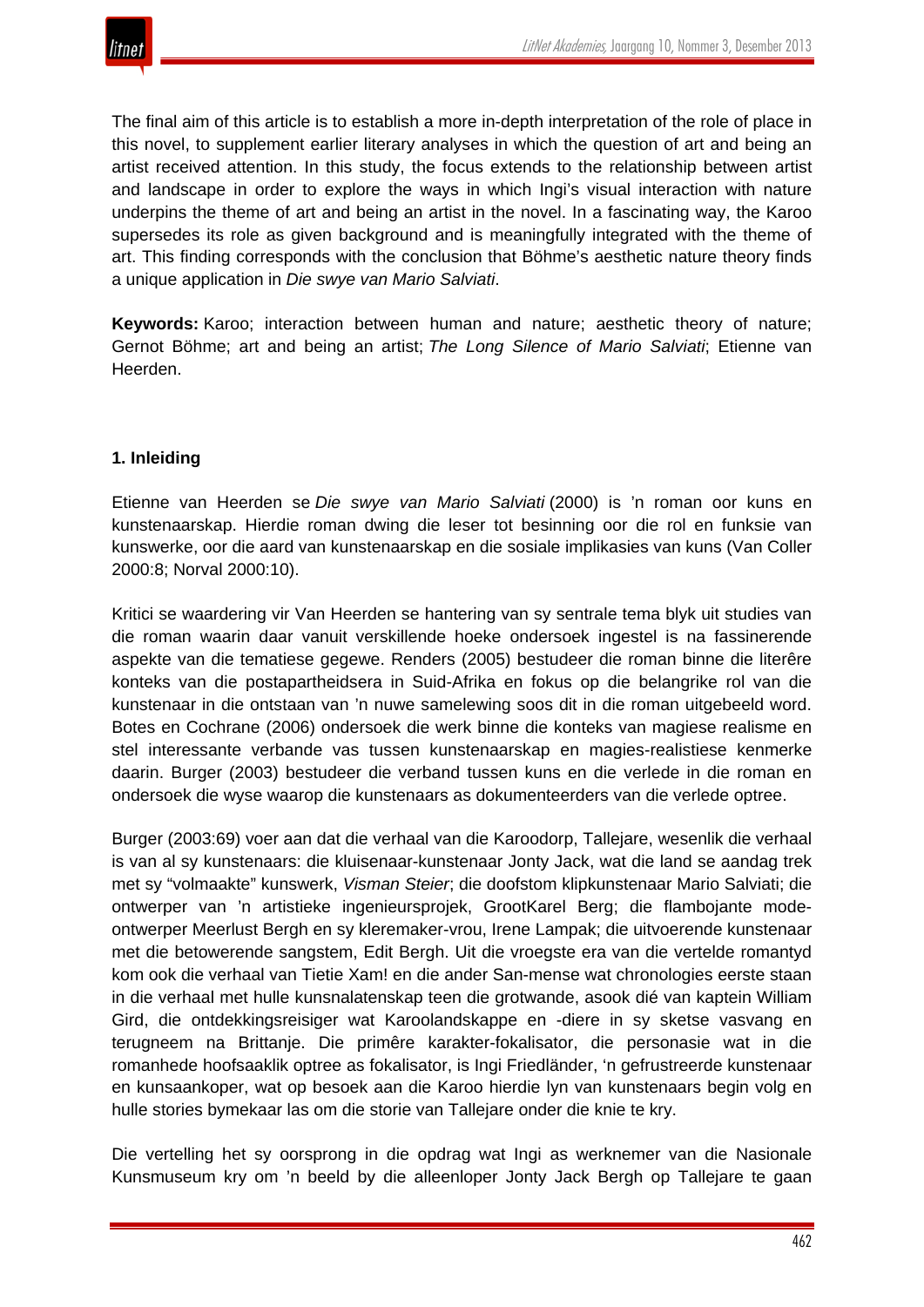The final aim of this article is to establish a more in-depth interpretation of the role of place in this novel, to supplement earlier literary analyses in which the question of art and being an artist received attention. In this study, the focus extends to the relationship between artist and landscape in order to explore the ways in which Ingi's visual interaction with nature underpins the theme of art and being an artist in the novel. In a fascinating way, the Karoo supersedes its role as given background and is meaningfully integrated with the theme of art. This finding corresponds with the conclusion that Böhme's aesthetic nature theory finds a unique application in *Die swye van Mario Salviati*.

**Keywords:** Karoo; interaction between human and nature; aesthetic theory of nature; Gernot Böhme; art and being an artist; *The Long Silence of Mario Salviati*; Etienne van Heerden.

### 1. Inleiding

Etienne van Heerden se *Die swye van Mario Salviati* (2000) is 'n roman oor kuns en kunstenaarskap. Hierdie roman dwing die leser tot besinning oor die rol en funksie van kunswerke, oor die aard van kunstenaarskap en die sosiale implikasies van kuns (Van Coller 2000:8; Norval 2000:10).

Kritici se waardering vir Van Heerden se hantering van sy sentrale tema blyk uit studies van die roman waarin daar vanuit verskillende hoeke ondersoek ingestel is na fassinerende aspekte van die tematiese gegewe. Renders (2005) bestudeer die roman binne die literêre konteks van die postapartheidsera in Suid-Afrika en fokus op die belangrike rol van die kunstenaar in die ontstaan van 'n nuwe samelewing soos dit in die roman uitgebeeld word. Botes en Cochrane (2006) ondersoek die werk binne die konteks van magiese realisme en stel interessante verbande vas tussen kunstenaarskap en magies-realistiese kenmerke daarin. Burger (2003) bestudeer die verband tussen kuns en die verlede in die roman en ondersoek die wyse waarop die kunstenaars as dokumenteerders van die verlede optree.

Burger (2003:69) voer aan dat die verhaal van die Karoodorp, Tallejare, wesenlik die verhaal is van al sy kunstenaars: die kluisenaar-kunstenaar Jonty Jack, wat die land se aandag trek met sy "volmaakte" kunswerk, *Visman Steier*; die doofstom klipkunstenaar Mario Salviati; die ontwerper van 'n artistieke ingenieursprojek, GrootKarel Berg; die flambojante mode-ontwerper Meerlust Bergh en sy kleremaker-vrou, Irene Lampak; die uitvoerende kunstenaar met die betowerende sangstem, Edit Bergh. Uit die vroegste era van die vertelde romantyd kom ook die verhaal van Tietie Xam! en die ander San-mense wat chronologies eerste staan in die verhaal met hulle kunsnalatenskap teen die grotwande, asook dié van kaptein William Gird, die ontdekkingsreisiger wat Karoolandskappe en -diere in sy sketse vasvang en terugneem na Brittanje. Die primêre karakter-fokalisator, die personasie wat in die romanhede hoofsaaklik optree as fokalisator, is Ingi Friedländer, 'n gefrustreerde kunstenaar en kunsaankoper, wat op besoek aan die Karoo hierdie lyn van kunstenaars begin volg en hulle stories bymekaar las om die storie van Tallejare onder die knie te kry.

Die vertelling het sy oorsprong in die opdrag wat Ingi as werknemer van die Nasionale Kunsmuseum kry om 'n beeld by die alleenloper Jonty Jack Bergh op Tallejare te gaan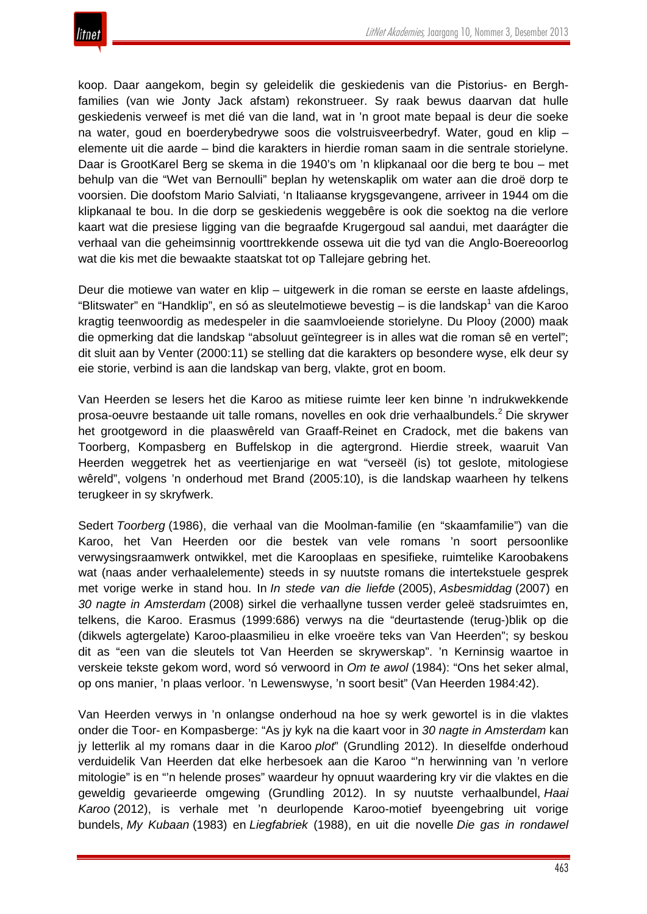koop. Daar aangekom, begin sy geleidelik die geskiedenis van die Pistorius- en Bergh-families (van wie Jonty Jack afstam) rekonstrueer. Sy raak bewus daarvan dat hulle geskiedenis verweef is met dié van die land, wat in 'n groot mate bepaal is deur die soeke na water, goud en boerderybedrywe soos die volstruisveerbedryf. Water, goud en klip – elemente uit die aarde – bind die karakters in hierdie roman saam in die sentrale storielyne. Daar is GrootKarel Berg se skema in die 1940's om 'n klipkanaal oor die berg te bou – met behulp van die "Wet van Bernoulli" beplan hy wetenskaplik om water aan die droë dorp te voorsien. Die doofstom Mario Salviati, 'n Italiaanse krygsgevangene, arriveer in 1944 om die klipkanaal te bou. In die dorp se geskiedenis weggebêre is ook die soektog na die verlore kaart wat die presiese ligging van die begraafde Krugergoud sal aandui, met daarágter die verhaal van die geheimsinnig voorttrekkende ossewa uit die tyd van die Anglo-Boereoorlog wat die kis met die bewaakte staatskat tot op Tallejare gebring het.

Deur die motiewe van water en klip – uitgewerk in die roman se eerste en laaste afdelings, "Blitswater" en "Handklip", en só as sleutelmotiewe bevestig – is die landskap[1] van die Karoo kragtig teenwoordig as medespeler in die saamvloeiende storielyne. Du Plooy (2000) maak die opmerking dat die landskap "absoluut geïntegreer is in alles wat die roman sê en vertel"; dit sluit aan by Venter (2000:11) se stelling dat die karakters op besondere wyse, elk deur sy eie storie, verbind is aan die landskap van berg, vlakte, grot en boom.

Van Heerden se lesers het die Karoo as mitiese ruimte leer ken binne 'n indrukwekkende prosa-oeuvre bestaande uit talle romans, novelles en ook drie verhaalbundels.[2] Die skrywer het grootgeword in die plaaswêreld van Graaff-Reinet en Cradock, met die bakens van Toorberg, Kompasberg en Buffelskop in die agtergrond. Hierdie streek, waaruit Van Heerden weggetrek het as veertienjarige en wat "verseël (is) tot geslote, mitologiese wêreld", volgens 'n onderhoud met Brand (2005:10), is die landskap waarheen hy telkens terugkeer in sy skryfwerk.

Sedert *Toorberg* (1986), die verhaal van die Moolman-familie (en "skaamfamilie") van die Karoo, het Van Heerden oor die bestek van vele romans 'n soort persoonlike verwysingsraamwerk ontwikkel, met die Karooplaas en spesifieke, ruimtelike Karoobakens wat (naas ander verhaalelemente) steeds in sy nuutste romans die intertekstuele gesprek met vorige werke in stand hou. In *In stede van die liefde* (2005), *Asbesmiddag* (2007) en *30 nagte in Amsterdam* (2008) sirkel die verhaallyne tussen verder geleë stadsruimtes en, telkens, die Karoo. Erasmus (1999:686) verwys na die "deurtastende (terug-)blik op die (dikwels agtergelate) Karoo-plaasmilieu in elke vroeëre teks van Van Heerden"; sy beskou dit as "een van die sleutels tot Van Heerden se skrywerskap". 'n Kerninsig waartoe in verskeie tekste gekom word, word só verwoord in *Om te awol* (1984): "Ons het seker almal, op ons manier, 'n plaas verloor. 'n Lewenswyse, 'n soort besit" (Van Heerden 1984:42).

Van Heerden verwys in 'n onlangse onderhoud na hoe sy werk gewortel is in die vlaktes onder die Toor- en Kompasberge: "As jy kyk na die kaart voor in *30 nagte in Amsterdam* kan jy letterlik al my romans daar in die Karoo *plot*" (Grundling 2012). In dieselfde onderhoud verduidelik Van Heerden dat elke herbesoek aan die Karoo "'n herwinning van 'n verlore mitologie" is en "'n helende proses" waardeur hy opnuut waardering kry vir die vlaktes en die geweldig gevarieerde omgewing (Grundling 2012). In sy nuutste verhaalbundel, *Haai Karoo* (2012), is verhale met 'n deurlopende Karoo-motief byeengebring uit vorige bundels, *My Kubaan* (1983) en *Liegfabriek* (1988), en uit die novelle *Die gas in rondawel*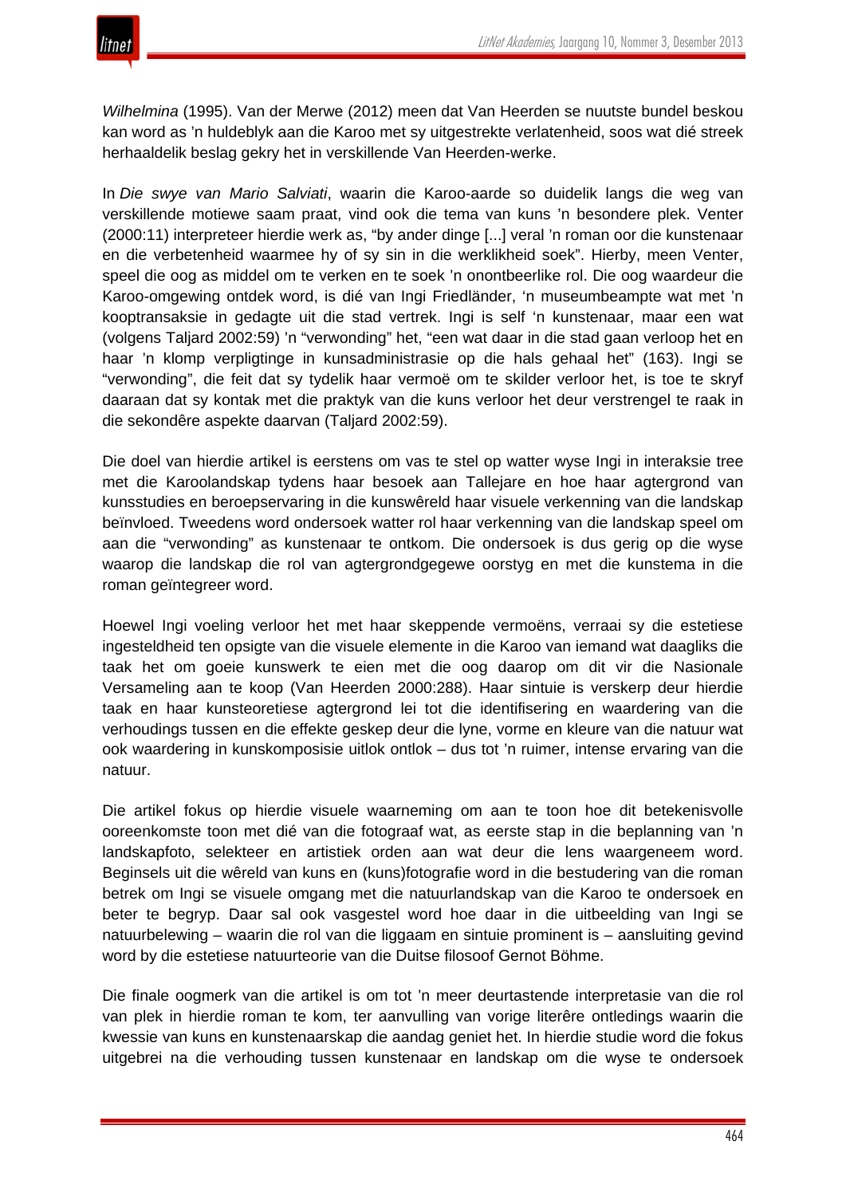*Wilhelmina* (1995). Van der Merwe (2012) meen dat Van Heerden se nuutste bundel beskou kan word as 'n huldeblyk aan die Karoo met sy uitgestrekte verlatenheid, soos wat dié streek herhaaldelik beslag gekry het in verskillende Van Heerden-werke.

In *Die swye van Mario Salviati*, waarin die Karoo-aarde so duidelik langs die weg van verskillende motiewe saam praat, vind ook die tema van kuns 'n besondere plek. Venter (2000:11) interpreteer hierdie werk as, "by ander dinge [...] veral 'n roman oor die kunstenaar en die verbetenheid waarmee hy of sy sin in die werklikheid soek". Hierby, meen Venter, speel die oog as middel om te verken en te soek 'n onontbeerlike rol. Die oog waardeur die Karoo-omgewing ontdek word, is dié van Ingi Friedländer, 'n museumbeampte wat met 'n kooptransaksie in gedagte uit die stad vertrek. Ingi is self 'n kunstenaar, maar een wat (volgens Taljard 2002:59) 'n "verwonding" het, "een wat daar in die stad gaan verloop het en haar 'n klomp verpligtinge in kunsadministrasie op die hals gehaal het" (163). Ingi se "verwonding", die feit dat sy tydelik haar vermoë om te skilder verloor het, is toe te skryf daaraan dat sy kontak met die praktyk van die kuns verloor het deur verstrengel te raak in die sekondêre aspekte daarvan (Taljard 2002:59).

Die doel van hierdie artikel is eerstens om vas te stel op watter wyse Ingi in interaksie tree met die Karoolandskap tydens haar besoek aan Tallejare en hoe haar agtergrond van kunsstudies en beroepservaring in die kunswêreld haar visuele verkenning van die landskap beïnvloed. Tweedens word ondersoek watter rol haar verkenning van die landskap speel om aan die "verwonding" as kunstenaar te ontkom. Die ondersoek is dus gerig op die wyse waarop die landskap die rol van agtergrondgegewe oorstyg en met die kunstema in die roman geïntegreer word.

Hoewel Ingi voeling verloor het met haar skeppende vermoëns, verraai sy die estetiese ingesteldheid ten opsigte van die visuele elemente in die Karoo van iemand wat daagliks die taak het om goeie kunswerk te eien met die oog daarop om dit vir die Nasionale Versameling aan te koop (Van Heerden 2000:288). Haar sintuie is verskerp deur hierdie taak en haar kunsteoretiese agtergrond lei tot die identifisering en waardering van die verhoudings tussen en die effekte geskep deur die lyne, vorme en kleure van die natuur wat ook waardering in kunskomposisie uitlok ontlok – dus tot 'n ruimer, intense ervaring van die natuur.

Die artikel fokus op hierdie visuele waarneming om aan te toon hoe dit betekenisvolle ooreenkomste toon met dié van die fotograaf wat, as eerste stap in die beplanning van 'n landskapfoto, selekteer en artistiek orden aan wat deur die lens waargeneem word. Beginsels uit die wêreld van kuns en (kuns)fotografie word in die bestudering van die roman betrek om Ingi se visuele omgang met die natuurlandskap van die Karoo te ondersoek en beter te begryp. Daar sal ook vasgestel word hoe daar in die uitbeelding van Ingi se natuurbelewing – waarin die rol van die liggaam en sintuie prominent is – aansluiting gevind word by die estetiese natuurteorie van die Duitse filosoof Gernot Böhme.

Die finale oogmerk van die artikel is om tot 'n meer deurtastende interpretasie van die rol van plek in hierdie roman te kom, ter aanvulling van vorige literêre ontledings waarin die kwessie van kuns en kunstenaarskap die aandag geniet het. In hierdie studie word die fokus uitgebrei na die verhouding tussen kunstenaar en landskap om die wyse te ondersoek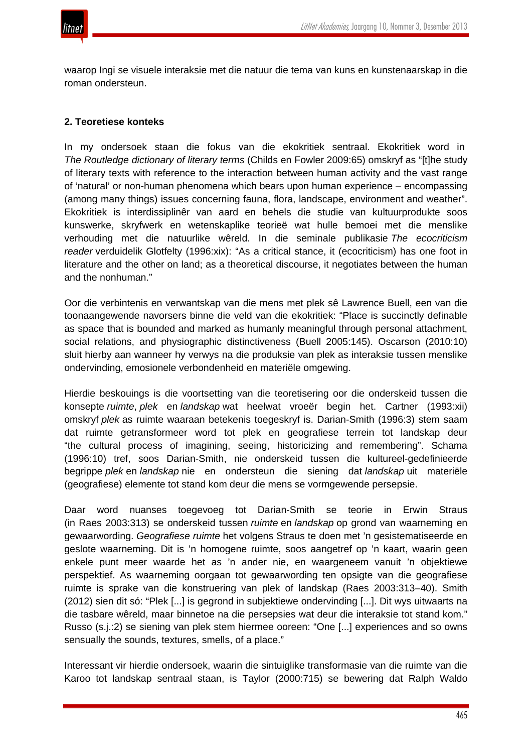waarop Ingi se visuele interaksie met die natuur die tema van kuns en kunstenaarskap in die roman ondersteun.

## 2. Teoretiese konteks

In my ondersoek staan die fokus van die ekokritiek sentraal. Ekokritiek word in *The Routledge dictionary of literary terms* (Childs en Fowler 2009:65) omskryf as "[t]he study of literary texts with reference to the interaction between human activity and the vast range of 'natural' or non-human phenomena which bears upon human experience – encompassing (among many things) issues concerning fauna, flora, landscape, environment and weather". Ekokritiek is interdissiplinêr van aard en behels die studie van kultuurprodukte soos kunswerke, skryfwerk en wetenskaplike teorieë wat hulle bemoei met die menslike verhouding met die natuurlike wêreld. In die seminale publikasie *The ecocriticism reader* verduidelik Glotfelty (1996:xix): "As a critical stance, it (ecocriticism) has one foot in literature and the other on land; as a theoretical discourse, it negotiates between the human and the nonhuman."

Oor die verbintenis en verwantskap van die mens met plek sê Lawrence Buell, een van die toonaangewende navorsers binne die veld van die ekokritiek: "Place is succinctly definable as space that is bounded and marked as humanly meaningful through personal attachment, social relations, and physiographic distinctiveness (Buell 2005:145). Oscarson (2010:10) sluit hierby aan wanneer hy verwys na die produksie van plek as interaksie tussen menslike ondervinding, emosionele verbondenheid en materiële omgewing.

Hierdie beskouings is die voortsetting van die teoretisering oor die onderskeid tussen die konsepte *ruimte*, *plek* en *landskap* wat heelwat vroeër begin het. Cartner (1993:xii) omskryf *plek* as ruimte waaraan betekenis toegeskryf is. Darian-Smith (1996:3) stem saam dat ruimte getransformeer word tot plek en geografiese terrein tot landskap deur "the cultural process of imagining, seeing, historicizing and remembering". Schama (1996:10) tref, soos Darian-Smith, nie onderskeid tussen die kultureel-gedefinieerde begrippe *plek* en *landskap* nie en ondersteun die siening dat *landskap* uit materiële (geografiese) elemente tot stand kom deur die mens se vormgewende persepsie.

Daar word nuanses toegevoeg tot Darian-Smith se teorie in Erwin Straus (in Raes 2003:313) se onderskeid tussen *ruimte* en *landskap* op grond van waarneming en gewaarwording. *Geografiese ruimte* het volgens Straus te doen met 'n gesistematiseerde en geslote waarneming. Dit is 'n homogene ruimte, soos aangetref op 'n kaart, waarin geen enkele punt meer waarde het as 'n ander nie, en waargeneem vanuit 'n objektiewe perspektief. As waarneming oorgaan tot gewaarwording ten opsigte van die geografiese ruimte is sprake van die konstruering van plek of landskap (Raes 2003:313–40). Smith (2012) sien dit só: "Plek [...] is gegrond in subjektiewe ondervinding [...]. Dit wys uitwaarts na die tasbare wêreld, maar binnetoe na die persepsies wat deur die interaksie tot stand kom." Russo (s.j.:2) se siening van plek stem hiermee ooreen: "One [...] experiences and so owns sensually the sounds, textures, smells, of a place."

Interessant vir hierdie ondersoek, waarin die sintuiglike transformasie van die ruimte van die Karoo tot landskap sentraal staan, is Taylor (2000:715) se bewering dat Ralph Waldo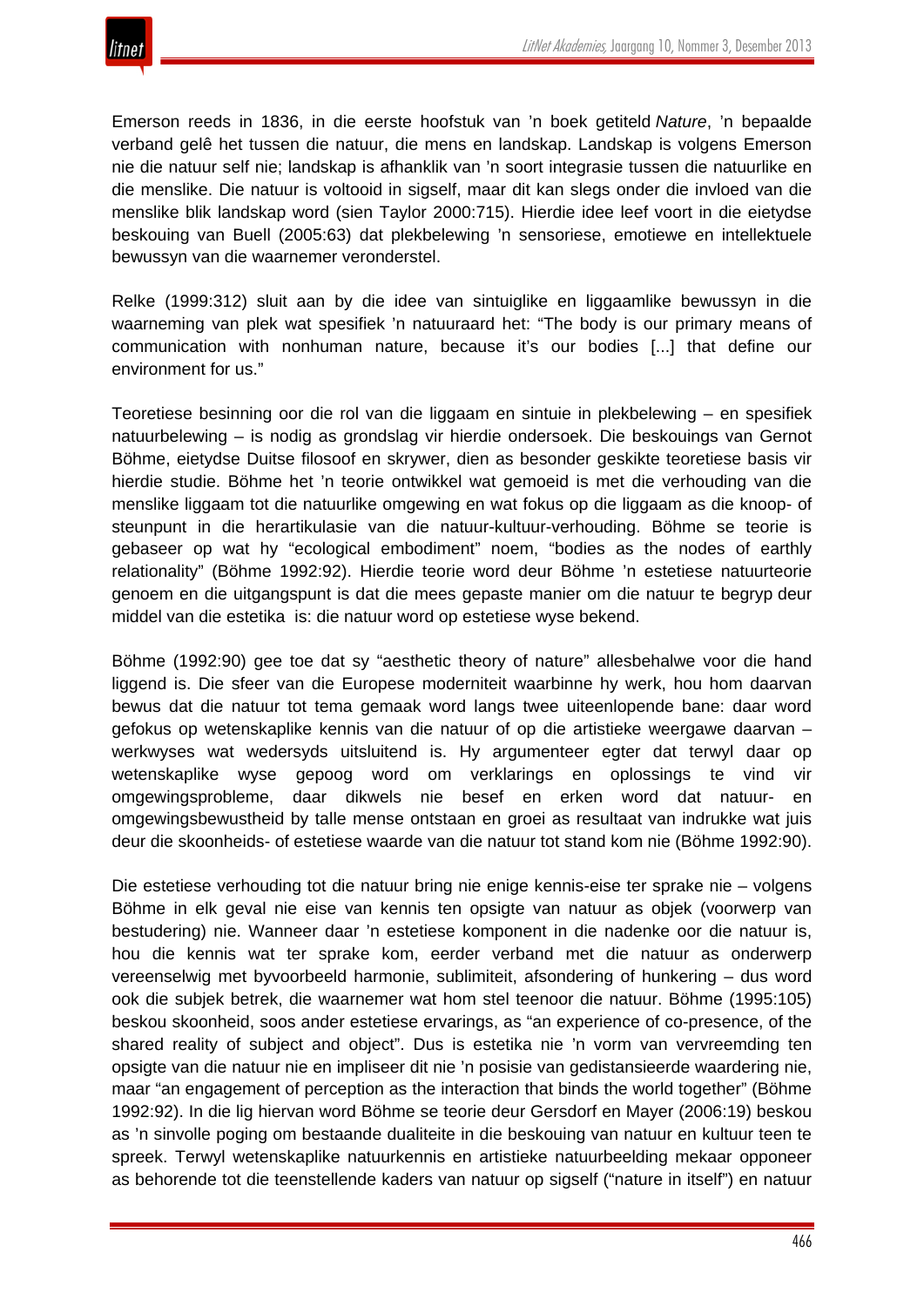Emerson reeds in 1836, in die eerste hoofstuk van 'n boek getiteld *Nature*, 'n bepaalde verband gelê het tussen die natuur, die mens en landskap. Landskap is volgens Emerson nie die natuur self nie; landskap is afhanklik van 'n soort integrasie tussen die natuurlike en die menslike. Die natuur is voltooid in sigself, maar dit kan slegs onder die invloed van die menslike blik landskap word (sien Taylor 2000:715). Hierdie idee leef voort in die eietydse beskouing van Buell (2005:63) dat plekbelewing 'n sensoriese, emotiewe en intellektuele bewussyn van die waarnemer veronderstel.

Relke (1999:312) sluit aan by die idee van sintuiglike en liggaamlike bewussyn in die waarneming van plek wat spesifiek 'n natuuraard het: "The body is our primary means of communication with nonhuman nature, because it's our bodies [...] that define our environment for us."

Teoretiese besinning oor die rol van die liggaam en sintuie in plekbelewing – en spesifiek natuurbelewing – is nodig as grondslag vir hierdie ondersoek. Die beskouings van Gernot Böhme, eietydse Duitse filosoof en skrywer, dien as besonder geskikte teoretiese basis vir hierdie studie. Böhme het 'n teorie ontwikkel wat gemoeid is met die verhouding van die menslike liggaam tot die natuurlike omgewing en wat fokus op die liggaam as die knoop- of steunpunt in die herartikulasie van die natuur-kultuur-verhouding. Böhme se teorie is gebaseer op wat hy "ecological embodiment" noem, "bodies as the nodes of earthly relationality" (Böhme 1992:92). Hierdie teorie word deur Böhme 'n estetiese natuurteorie genoem en die uitgangspunt is dat die mees gepaste manier om die natuur te begryp deur middel van die estetika is: die natuur word op estetiese wyse bekend.

Böhme (1992:90) gee toe dat sy "aesthetic theory of nature" allesbehalwe voor die hand liggend is. Die sfeer van die Europese moderniteit waarbinne hy werk, hou hom daarvan bewus dat die natuur tot tema gemaak word langs twee uiteenlopende bane: daar word gefokus op wetenskaplike kennis van die natuur of op die artistieke weergawe daarvan – werkwyses wat wedersyds uitsluitend is. Hy argumenteer egter dat terwyl daar op wetenskaplike wyse gepoog word om verklarings en oplossings te vind vir omgewingsprobleme, daar dikwels nie besef en erken word dat natuur- en omgewingsbewustheid by talle mense ontstaan en groei as resultaat van indrukke wat juis deur die skoonheids- of estetiese waarde van die natuur tot stand kom nie (Böhme 1992:90).

Die estetiese verhouding tot die natuur bring nie enige kennis-eise ter sprake nie – volgens Böhme in elk geval nie eise van kennis ten opsigte van natuur as objek (voorwerp van bestudering) nie. Wanneer daar 'n estetiese komponent in die nadenke oor die natuur is, hou die kennis wat ter sprake kom, eerder verband met die natuur as onderwerp vereenselwig met byvoorbeeld harmonie, sublimiteit, afsondering of hunkering – dus word ook die subjek betrek, die waarnemer wat hom stel teenoor die natuur. Böhme (1995:105) beskou skoonheid, soos ander estetiese ervarings, as "an experience of co-presence, of the shared reality of subject and object". Dus is estetika nie 'n vorm van vervreemding ten opsigte van die natuur nie en impliseer dit nie 'n posisie van gedistansieerde waardering nie, maar "an engagement of perception as the interaction that binds the world together" (Böhme 1992:92). In die lig hiervan word Böhme se teorie deur Gersdorf en Mayer (2006:19) beskou as 'n sinvolle poging om bestaande dualiteite in die beskouing van natuur en kultuur teen te spreek. Terwyl wetenskaplike natuurkennis en artistieke natuurbeelding mekaar opponeer as behorende tot die teenstellende kaders van natuur op sigself ("nature in itself") en natuur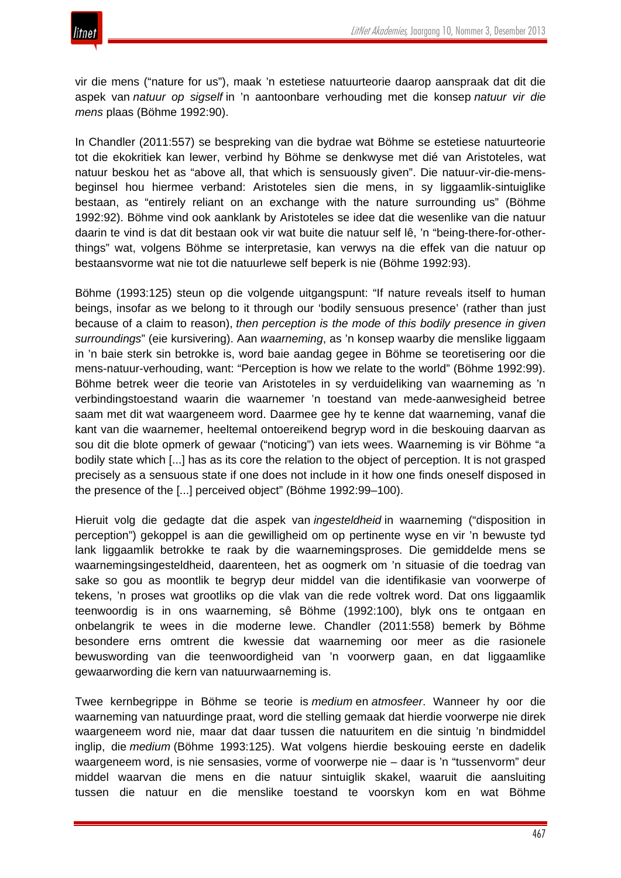vir die mens ("nature for us"), maak 'n estetiese natuurteorie daarop aanspraak dat dit die aspek van *natuur op sigself* in 'n aantoonbare verhouding met die konsep *natuur vir die mens* plaas (Böhme 1992:90).

In Chandler (2011:557) se bespreking van die bydrae wat Böhme se estetiese natuurteorie tot die ekokritiek kan lewer, verbind hy Böhme se denkwyse met dié van Aristoteles, wat natuur beskou het as "above all, that which is sensuously given". Die natuur-vir-die-mens-beginsel hou hiermee verband: Aristoteles sien die mens, in sy liggaamlik-sintuiglike bestaan, as "entirely reliant on an exchange with the nature surrounding us" (Böhme 1992:92). Böhme vind ook aanklank by Aristoteles se idee dat die wesenlike van die natuur daarin te vind is dat dit bestaan ook vir wat buite die natuur self lê, 'n "being-there-for-other-things" wat, volgens Böhme se interpretasie, kan verwys na die effek van die natuur op bestaansvorme wat nie tot die natuurlewe self beperk is nie (Böhme 1992:93).

Böhme (1993:125) steun op die volgende uitgangspunt: "If nature reveals itself to human beings, insofar as we belong to it through our 'bodily sensuous presence' (rather than just because of a claim to reason), *then perception is the mode of this bodily presence in given surroundings*" (eie kursivering). Aan *waarneming*, as 'n konsep waarby die menslike liggaam in 'n baie sterk sin betrokke is, word baie aandag gegee in Böhme se teoretisering oor die mens-natuur-verhouding, want: "Perception is how we relate to the world" (Böhme 1992:99). Böhme betrek weer die teorie van Aristoteles in sy verduideliking van waarneming as 'n verbindingstoestand waarin die waarnemer 'n toestand van mede-aanwesigheid betree saam met dit wat waargeneem word. Daarmee gee hy te kenne dat waarneming, vanaf die kant van die waarnemer, heeltemal ontoereikend begryp word in die beskouing daarvan as sou dit die blote opmerk of gewaar ("noticing") van iets wees. Waarneming is vir Böhme "a bodily state which [...] has as its core the relation to the object of perception. It is not grasped precisely as a sensuous state if one does not include in it how one finds oneself disposed in the presence of the [...] perceived object" (Böhme 1992:99–100).

Hieruit volg die gedagte dat die aspek van *ingesteldheid* in waarneming ("disposition in perception") gekoppel is aan die gewilligheid om op pertinente wyse en vir 'n bewuste tyd lank liggaamlik betrokke te raak by die waarnemingsproses. Die gemiddelde mens se waarnemingsingesteldheid, daarenteen, het as oogmerk om 'n situasie of die toedrag van sake so gou as moontlik te begryp deur middel van die identifikasie van voorwerpe of tekens, 'n proses wat grootliks op die vlak van die rede voltrek word. Dat ons liggaamlik teenwoordig is in ons waarneming, sê Böhme (1992:100), blyk ons te ontgaan en onbelangrik te wees in die moderne lewe. Chandler (2011:558) bemerk by Böhme besondere erns omtrent die kwessie dat waarneming oor meer as die rasionele bewuswording van die teenwoordigheid van 'n voorwerp gaan, en dat liggaamlike gewaarwording die kern van natuurwaarneming is.

Twee kernbegrippe in Böhme se teorie is *medium* en *atmosfeer*. Wanneer hy oor die waarneming van natuurdinge praat, word die stelling gemaak dat hierdie voorwerpe nie direk waargeneem word nie, maar dat daar tussen die natuuritem en die sintuig 'n bindmiddel inglip, die *medium* (Böhme 1993:125). Wat volgens hierdie beskouing eerste en dadelik waargeneem word, is nie sensasies, vorme of voorwerpe nie – daar is 'n "tussenvorm" deur middel waarvan die mens en die natuur sintuiglik skakel, waaruit die aansluiting tussen die natuur en die menslike toestand te voorskyn kom en wat Böhme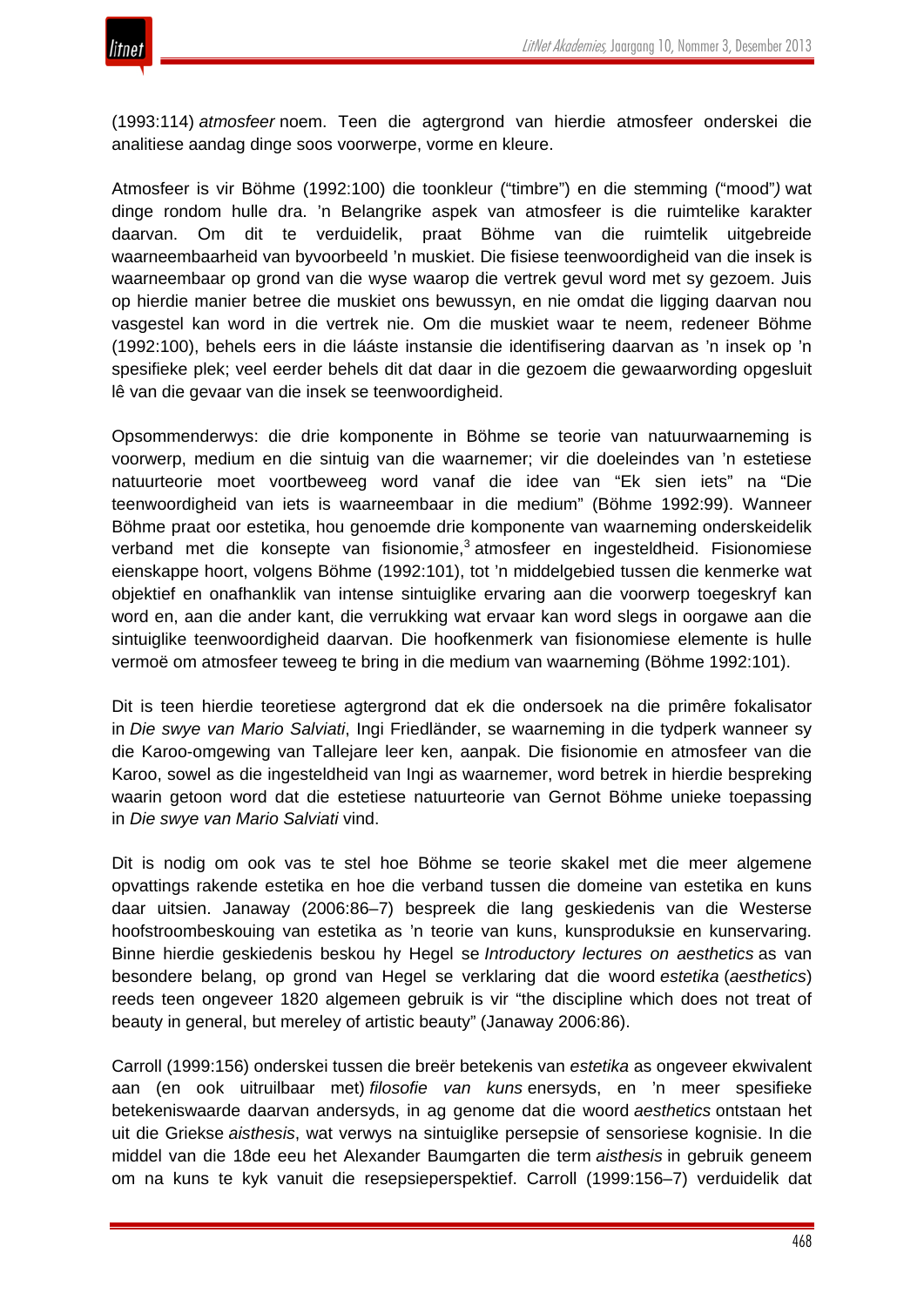(1993:114) *atmosfeer* noem. Teen die agtergrond van hierdie atmosfeer onderskei die analitiese aandag dinge soos voorwerpe, vorme en kleure.

Atmosfeer is vir Böhme (1992:100) die toonkleur ("timbre") en die stemming ("mood"*)* wat dinge rondom hulle dra. 'n Belangrike aspek van atmosfeer is die ruimtelike karakter daarvan. Om dit te verduidelik, praat Böhme van die ruimtelik uitgebreide waarneembaarheid van byvoorbeeld 'n muskiet. Die fisiese teenwoordigheid van die insek is waarneembaar op grond van die wyse waarop die vertrek gevul word met sy gezoem. Juis op hierdie manier betree die muskiet ons bewussyn, en nie omdat die ligging daarvan nou vasgestel kan word in die vertrek nie. Om die muskiet waar te neem, redeneer Böhme (1992:100), behels eers in die lááste instansie die identifisering daarvan as 'n insek op 'n spesifieke plek; veel eerder behels dit dat daar in die gezoem die gewaarwording opgesluit lê van die gevaar van die insek se teenwoordigheid.

Opsommenderwys: die drie komponente in Böhme se teorie van natuurwaarneming is voorwerp, medium en die sintuig van die waarnemer; vir die doeleindes van 'n estetiese natuurteorie moet voortbeweeg word vanaf die idee van "Ek sien iets" na "Die teenwoordigheid van iets is waarneembaar in die medium" (Böhme 1992:99). Wanneer Böhme praat oor estetika, hou genoemde drie komponente van waarneming onderskeidelik verband met die konsepte van fisionomie,[3] atmosfeer en ingesteldheid. Fisionomiese eienskappe hoort, volgens Böhme (1992:101), tot 'n middelgebied tussen die kenmerke wat objektief en onafhanklik van intense sintuiglike ervaring aan die voorwerp toegeskryf kan word en, aan die ander kant, die verrukking wat ervaar kan word slegs in oorgawe aan die sintuiglike teenwoordigheid daarvan. Die hoofkenmerk van fisionomiese elemente is hulle vermoë om atmosfeer teweeg te bring in die medium van waarneming (Böhme 1992:101).

Dit is teen hierdie teoretiese agtergrond dat ek die ondersoek na die primêre fokalisator in *Die swye van Mario Salviati*, Ingi Friedländer, se waarneming in die tydperk wanneer sy die Karoo-omgewing van Tallejare leer ken, aanpak. Die fisionomie en atmosfeer van die Karoo, sowel as die ingesteldheid van Ingi as waarnemer, word betrek in hierdie bespreking waarin getoon word dat die estetiese natuurteorie van Gernot Böhme unieke toepassing in *Die swye van Mario Salviati* vind.

Dit is nodig om ook vas te stel hoe Böhme se teorie skakel met die meer algemene opvattings rakende estetika en hoe die verband tussen die domeine van estetika en kuns daar uitsien. Janaway (2006:86–7) bespreek die lang geskiedenis van die Westerse hoofstroombeskouing van estetika as 'n teorie van kuns, kunsproduksie en kunservaring. Binne hierdie geskiedenis beskou hy Hegel se *Introductory lectures on aesthetics* as van besondere belang, op grond van Hegel se verklaring dat die woord *estetika* (*aesthetics*) reeds teen ongeveer 1820 algemeen gebruik is vir "the discipline which does not treat of beauty in general, but mereley of artistic beauty" (Janaway 2006:86).

Carroll (1999:156) onderskei tussen die breër betekenis van *estetika* as ongeveer ekwivalent aan (en ook uitruilbaar met) *filosofie van kuns* enersyds, en 'n meer spesifieke betekeniswaarde daarvan andersyds, in ag genome dat die woord *aesthetics* ontstaan het uit die Griekse *aisthesis*, wat verwys na sintuiglike persepsie of sensoriese kognisie. In die middel van die 18de eeu het Alexander Baumgarten die term *aisthesis* in gebruik geneem om na kuns te kyk vanuit die resepsieperspektief. Carroll (1999:156–7) verduidelik dat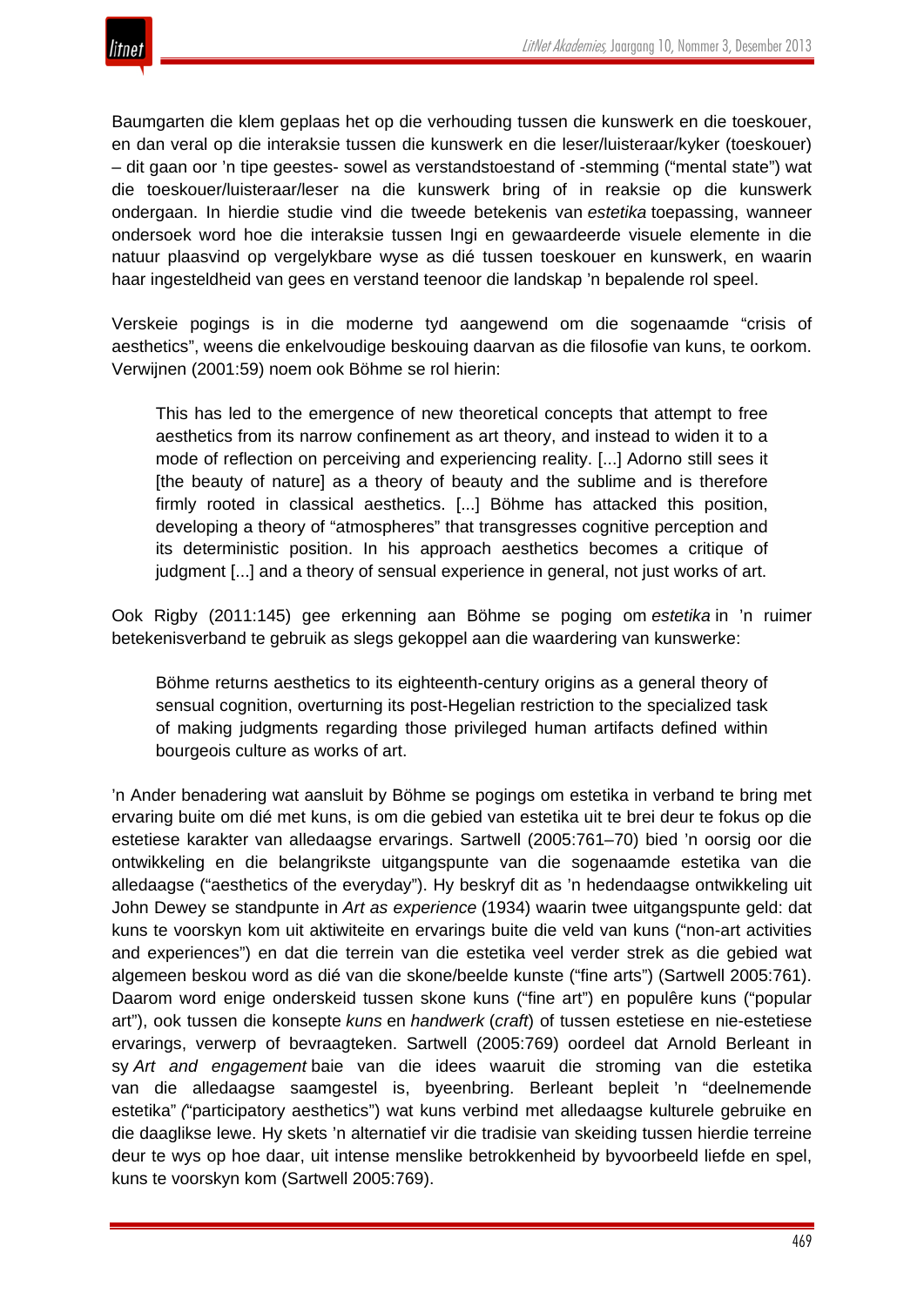Baumgarten die klem geplaas het op die verhouding tussen die kunswerk en die toeskouer, en dan veral op die interaksie tussen die kunswerk en die leser/luisteraar/kyker (toeskouer) – dit gaan oor 'n tipe geestes- sowel as verstandstoestand of -stemming ("mental state") wat die toeskouer/luisteraar/leser na die kunswerk bring of in reaksie op die kunswerk ondergaan. In hierdie studie vind die tweede betekenis van *estetika* toepassing, wanneer ondersoek word hoe die interaksie tussen Ingi en gewaardeerde visuele elemente in die natuur plaasvind op vergelykbare wyse as dié tussen toeskouer en kunswerk, en waarin haar ingesteldheid van gees en verstand teenoor die landskap 'n bepalende rol speel.

Verskeie pogings is in die moderne tyd aangewend om die sogenaamde "crisis of aesthetics", weens die enkelvoudige beskouing daarvan as die filosofie van kuns, te oorkom. Verwijnen (2001:59) noem ook Böhme se rol hierin:

> This has led to the emergence of new theoretical concepts that attempt to free aesthetics from its narrow confinement as art theory, and instead to widen it to a mode of reflection on perceiving and experiencing reality. [...] Adorno still sees it [the beauty of nature] as a theory of beauty and the sublime and is therefore firmly rooted in classical aesthetics. [...] Böhme has attacked this position, developing a theory of "atmospheres" that transgresses cognitive perception and its deterministic position. In his approach aesthetics becomes a critique of judgment [...] and a theory of sensual experience in general, not just works of art.

Ook Rigby (2011:145) gee erkenning aan Böhme se poging om *estetika* in 'n ruimer betekenisverband te gebruik as slegs gekoppel aan die waardering van kunswerke:

> Böhme returns aesthetics to its eighteenth-century origins as a general theory of sensual cognition, overturning its post-Hegelian restriction to the specialized task of making judgments regarding those privileged human artifacts defined within bourgeois culture as works of art.

'n Ander benadering wat aansluit by Böhme se pogings om estetika in verband te bring met ervaring buite om dié met kuns, is om die gebied van estetika uit te brei deur te fokus op die estetiese karakter van alledaagse ervarings. Sartwell (2005:761–70) bied 'n oorsig oor die ontwikkeling en die belangrikste uitgangspunte van die sogenaamde estetika van die alledaagse ("aesthetics of the everyday"). Hy beskryf dit as 'n hedendaagse ontwikkeling uit John Dewey se standpunte in *Art as experience* (1934) waarin twee uitgangspunte geld: dat kuns te voorskyn kom uit aktiwiteite en ervarings buite die veld van kuns ("non-art activities and experiences") en dat die terrein van die estetika veel verder strek as die gebied wat algemeen beskou word as dié van die skone/beelde kunste ("fine arts") (Sartwell 2005:761). Daarom word enige onderskeid tussen skone kuns ("fine art") en populêre kuns ("popular art"), ook tussen die konsepte *kuns* en *handwerk* (*craft*) of tussen estetiese en nie-estetiese ervarings, verwerp of bevraagteken. Sartwell (2005:769) oordeel dat Arnold Berleant in sy *Art and engagement* baie van die idees waaruit die stroming van die estetika van die alledaagse saamgestel is, byeenbring. Berleant bepleit 'n "deelnemende estetika" ("participatory aesthetics") wat kuns verbind met alledaagse kulturele gebruike en die daaglikse lewe. Hy skets 'n alternatief vir die tradisie van skeiding tussen hierdie terreine deur te wys op hoe daar, uit intense menslike betrokkenheid by byvoorbeeld liefde en spel, kuns te voorskyn kom (Sartwell 2005:769).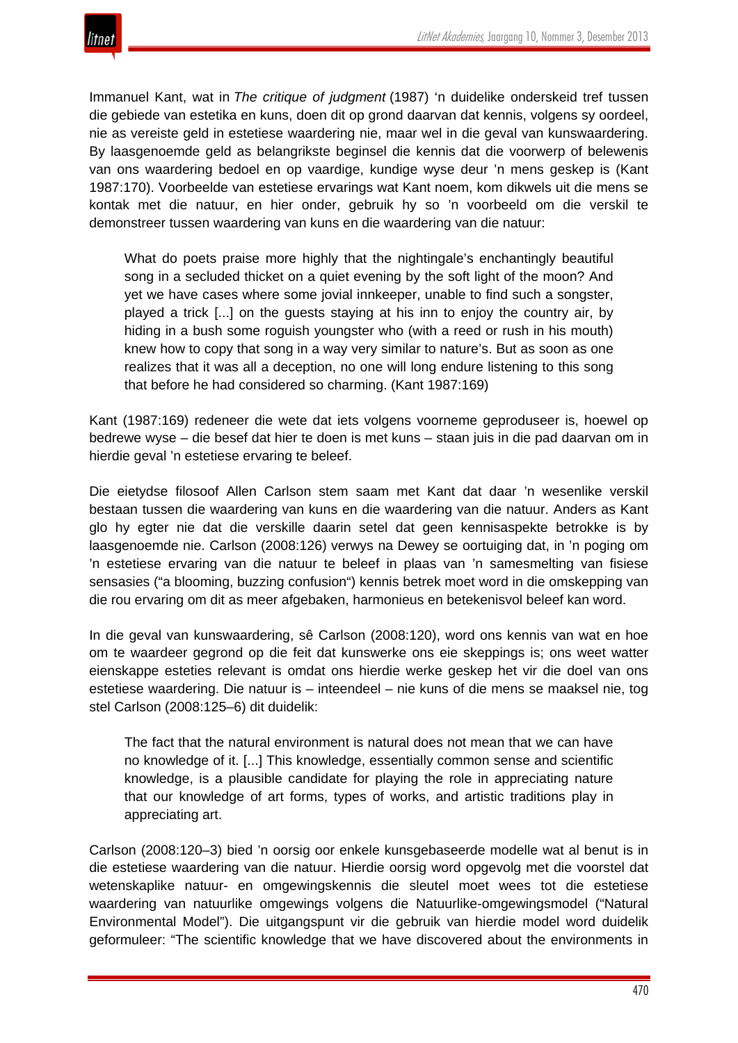Immanuel Kant, wat in *The critique of judgment* (1987) 'n duidelike onderskeid tref tussen die gebiede van estetika en kuns, doen dit op grond daarvan dat kennis, volgens sy oordeel, nie as vereiste geld in estetiese waardering nie, maar wel in die geval van kunswaardering. By laasgenoemde geld as belangrikste beginsel die kennis dat die voorwerp of belewenis van ons waardering bedoel en op vaardige, kundige wyse deur 'n mens geskep is (Kant 1987:170). Voorbeelde van estetiese ervarings wat Kant noem, kom dikwels uit die mens se kontak met die natuur, en hier onder, gebruik hy so 'n voorbeeld om die verskil te demonstreer tussen waardering van kuns en die waardering van die natuur:

> What do poets praise more highly that the nightingale's enchantingly beautiful song in a secluded thicket on a quiet evening by the soft light of the moon? And yet we have cases where some jovial innkeeper, unable to find such a songster, played a trick [...] on the guests staying at his inn to enjoy the country air, by hiding in a bush some roguish youngster who (with a reed or rush in his mouth) knew how to copy that song in a way very similar to nature's. But as soon as one realizes that it was all a deception, no one will long endure listening to this song that before he had considered so charming. (Kant 1987:169)

Kant (1987:169) redeneer die wete dat iets volgens voorneme geproduseer is, hoewel op bedrewe wyse – die besef dat hier te doen is met kuns – staan juis in die pad daarvan om in hierdie geval 'n estetiese ervaring te beleef.

Die eietydse filosoof Allen Carlson stem saam met Kant dat daar 'n wesenlike verskil bestaan tussen die waardering van kuns en die waardering van die natuur. Anders as Kant glo hy egter nie dat die verskille daarin setel dat geen kennisaspekte betrokke is by laasgenoemde nie. Carlson (2008:126) verwys na Dewey se oortuiging dat, in 'n poging om 'n estetiese ervaring van die natuur te beleef in plaas van 'n samesmelting van fisiese sensasies ("a blooming, buzzing confusion") kennis betrek moet word in die omskepping van die rou ervaring om dit as meer afgebaken, harmonieus en betekenisvol beleef kan word.

In die geval van kunswaardering, sê Carlson (2008:120), word ons kennis van wat en hoe om te waardeer gegrond op die feit dat kunswerke ons eie skeppings is; ons weet watter eienskappe esteties relevant is omdat ons hierdie werke geskep het vir die doel van ons estetiese waardering. Die natuur is – inteendeel – nie kuns of die mens se maaksel nie, tog stel Carlson (2008:125–6) dit duidelik:

> The fact that the natural environment is natural does not mean that we can have no knowledge of it. [...] This knowledge, essentially common sense and scientific knowledge, is a plausible candidate for playing the role in appreciating nature that our knowledge of art forms, types of works, and artistic traditions play in appreciating art.

Carlson (2008:120–3) bied 'n oorsig oor enkele kunsgebaseerde modelle wat al benut is in die estetiese waardering van die natuur. Hierdie oorsig word opgevolg met die voorstel dat wetenskaplike natuur- en omgewingskennis die sleutel moet wees tot die estetiese waardering van natuurlike omgewings volgens die Natuurlike-omgewingsmodel ("Natural Environmental Model"). Die uitgangspunt vir die gebruik van hierdie model word duidelik geformuleer: "The scientific knowledge that we have discovered about the environments in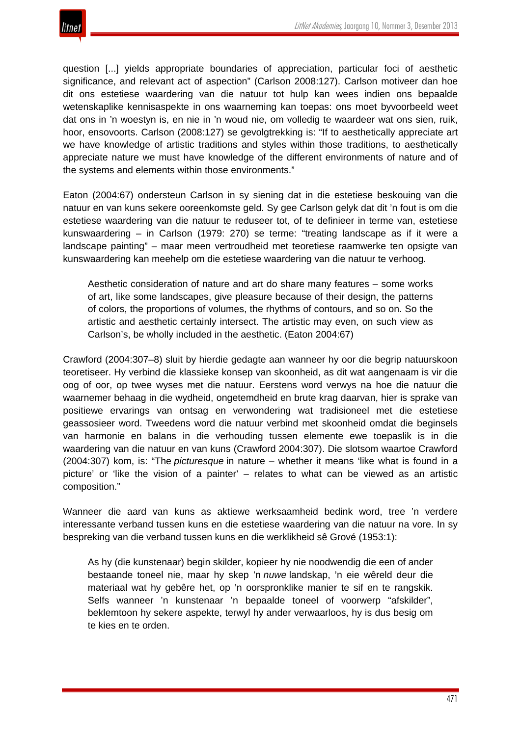question [...] yields appropriate boundaries of appreciation, particular foci of aesthetic significance, and relevant act of aspection" (Carlson 2008:127). Carlson motiveer dan hoe dit ons estetiese waardering van die natuur tot hulp kan wees indien ons bepaalde wetenskaplike kennisaspekte in ons waarneming kan toepas: ons moet byvoorbeeld weet dat ons in 'n woestyn is, en nie in 'n woud nie, om volledig te waardeer wat ons sien, ruik, hoor, ensovoorts. Carlson (2008:127) se gevolgtrekking is: "If to aesthetically appreciate art we have knowledge of artistic traditions and styles within those traditions, to aesthetically appreciate nature we must have knowledge of the different environments of nature and of the systems and elements within those environments."

Eaton (2004:67) ondersteun Carlson in sy siening dat in die estetiese beskouing van die natuur en van kuns sekere ooreenkomste geld. Sy gee Carlson gelyk dat dit 'n fout is om die estetiese waardering van die natuur te reduseer tot, of te definieer in terme van, estetiese kunswaardering – in Carlson (1979: 270) se terme: "treating landscape as if it were a landscape painting" – maar meen vertroudheid met teoretiese raamwerke ten opsigte van kunswaardering kan meehelp om die estetiese waardering van die natuur te verhoog.

> Aesthetic consideration of nature and art do share many features – some works of art, like some landscapes, give pleasure because of their design, the patterns of colors, the proportions of volumes, the rhythms of contours, and so on. So the artistic and aesthetic certainly intersect. The artistic may even, on such view as Carlson's, be wholly included in the aesthetic. (Eaton 2004:67)

Crawford (2004:307–8) sluit by hierdie gedagte aan wanneer hy oor die begrip natuurskoon teoretiseer. Hy verbind die klassieke konsep van skoonheid, as dit wat aangenaam is vir die oog of oor, op twee wyses met die natuur. Eerstens word verwys na hoe die natuur die waarnemer behaag in die wydheid, ongetemdheid en brute krag daarvan, hier is sprake van positiewe ervarings van ontsag en verwondering wat tradisioneel met die estetiese geassosieer word. Tweedens word die natuur verbind met skoonheid omdat die beginsels van harmonie en balans in die verhouding tussen elemente ewe toepaslik is in die waardering van die natuur en van kuns (Crawford 2004:307). Die slotsom waartoe Crawford (2004:307) kom, is: "The *picturesque* in nature – whether it means 'like what is found in a picture' or 'like the vision of a painter' – relates to what can be viewed as an artistic composition."

Wanneer die aard van kuns as aktiewe werksaamheid bedink word, tree 'n verdere interessante verband tussen kuns en die estetiese waardering van die natuur na vore. In sy bespreking van die verband tussen kuns en die werklikheid sê Grové (1953:1):

> As hy (die kunstenaar) begin skilder, kopieer hy nie noodwendig die een of ander bestaande toneel nie, maar hy skep 'n *nuwe* landskap, 'n eie wêreld deur die materiaal wat hy gebêre het, op 'n oorspronklike manier te sif en te rangskik. Selfs wanneer 'n kunstenaar 'n bepaalde toneel of voorwerp "afskilder", beklemtoon hy sekere aspekte, terwyl hy ander verwaarloos, hy is dus besig om te kies en te orden.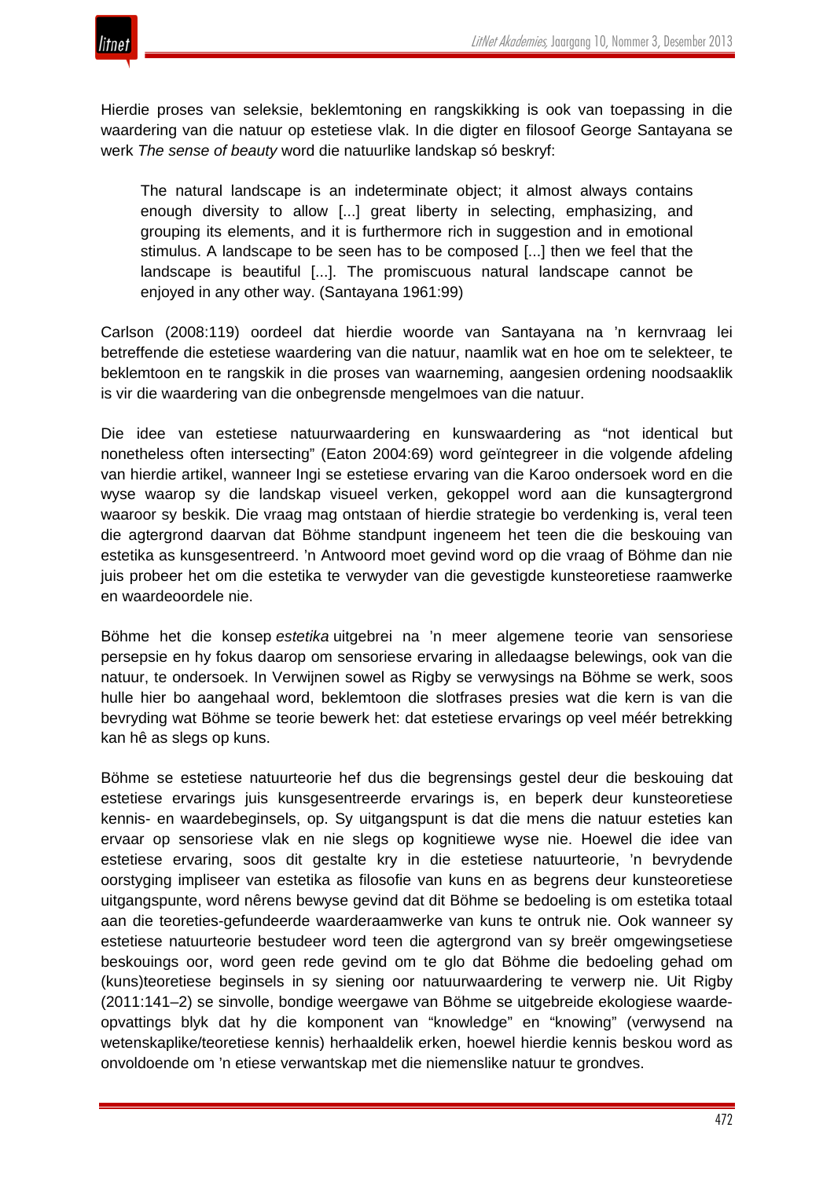Hierdie proses van seleksie, beklemtoning en rangskikking is ook van toepassing in die waardering van die natuur op estetiese vlak. In die digter en filosoof George Santayana se werk *The sense of beauty* word die natuurlike landskap só beskryf:

> The natural landscape is an indeterminate object; it almost always contains enough diversity to allow [...] great liberty in selecting, emphasizing, and grouping its elements, and it is furthermore rich in suggestion and in emotional stimulus. A landscape to be seen has to be composed [...] then we feel that the landscape is beautiful [...]. The promiscuous natural landscape cannot be enjoyed in any other way. (Santayana 1961:99)

Carlson (2008:119) oordeel dat hierdie woorde van Santayana na 'n kernvraag lei betreffende die estetiese waardering van die natuur, naamlik wat en hoe om te selekteer, te beklemtoon en te rangskik in die proses van waarneming, aangesien ordening noodsaaklik is vir die waardering van die onbegrensde mengelmoes van die natuur.

Die idee van estetiese natuurwaardering en kunswaardering as "not identical but nonetheless often intersecting" (Eaton 2004:69) word geïntegreer in die volgende afdeling van hierdie artikel, wanneer Ingi se estetiese ervaring van die Karoo ondersoek word en die wyse waarop sy die landskap visueel verken, gekoppel word aan die kunsagtergrond waaroor sy beskik. Die vraag mag ontstaan of hierdie strategie bo verdenking is, veral teen die agtergrond daarvan dat Böhme standpunt ingeneem het teen die die beskouing van estetika as kunsgesentreerd. 'n Antwoord moet gevind word op die vraag of Böhme dan nie juis probeer het om die estetika te verwyder van die gevestigde kunsteoretiese raamwerke en waardeoordele nie.

Böhme het die konsep *estetika* uitgebrei na 'n meer algemene teorie van sensoriese persepsie en hy fokus daarop om sensoriese ervaring in alledaagse belewings, ook van die natuur, te ondersoek. In Verwijnen sowel as Rigby se verwysings na Böhme se werk, soos hulle hier bo aangehaal word, beklemtoon die slotfrases presies wat die kern is van die bevryding wat Böhme se teorie bewerk het: dat estetiese ervarings op veel méér betrekking kan hê as slegs op kuns.

Böhme se estetiese natuurteorie hef dus die begrensings gestel deur die beskouing dat estetiese ervarings juis kunsgesentreerde ervarings is, en beperk deur kunsteoretiese kennis- en waardebeginsels, op. Sy uitgangspunt is dat die mens die natuur esteties kan ervaar op sensoriese vlak en nie slegs op kognitiewe wyse nie. Hoewel die idee van estetiese ervaring, soos dit gestalte kry in die estetiese natuurteorie, 'n bevrydende oorstyging impliseer van estetika as filosofie van kuns en as begrens deur kunsteoretiese uitgangspunte, word nêrens bewyse gevind dat dit Böhme se bedoeling is om estetika totaal aan die teoreties-gefundeerde waarderaamwerke van kuns te ontruk nie. Ook wanneer sy estetiese natuurteorie bestudeer word teen die agtergrond van sy breër omgewingsetiese beskouings oor, word geen rede gevind om te glo dat Böhme die bedoeling gehad om (kuns)teoretiese beginsels in sy siening oor natuurwaardering te verwerp nie. Uit Rigby (2011:141–2) se sinvolle, bondige weergawe van Böhme se uitgebreide ekologiese waarde-opvattings blyk dat hy die komponent van "knowledge" en "knowing" (verwysend na wetenskaplike/teoretiese kennis) herhaaldelik erken, hoewel hierdie kennis beskou word as onvoldoende om 'n etiese verwantskap met die niemenslike natuur te grondves.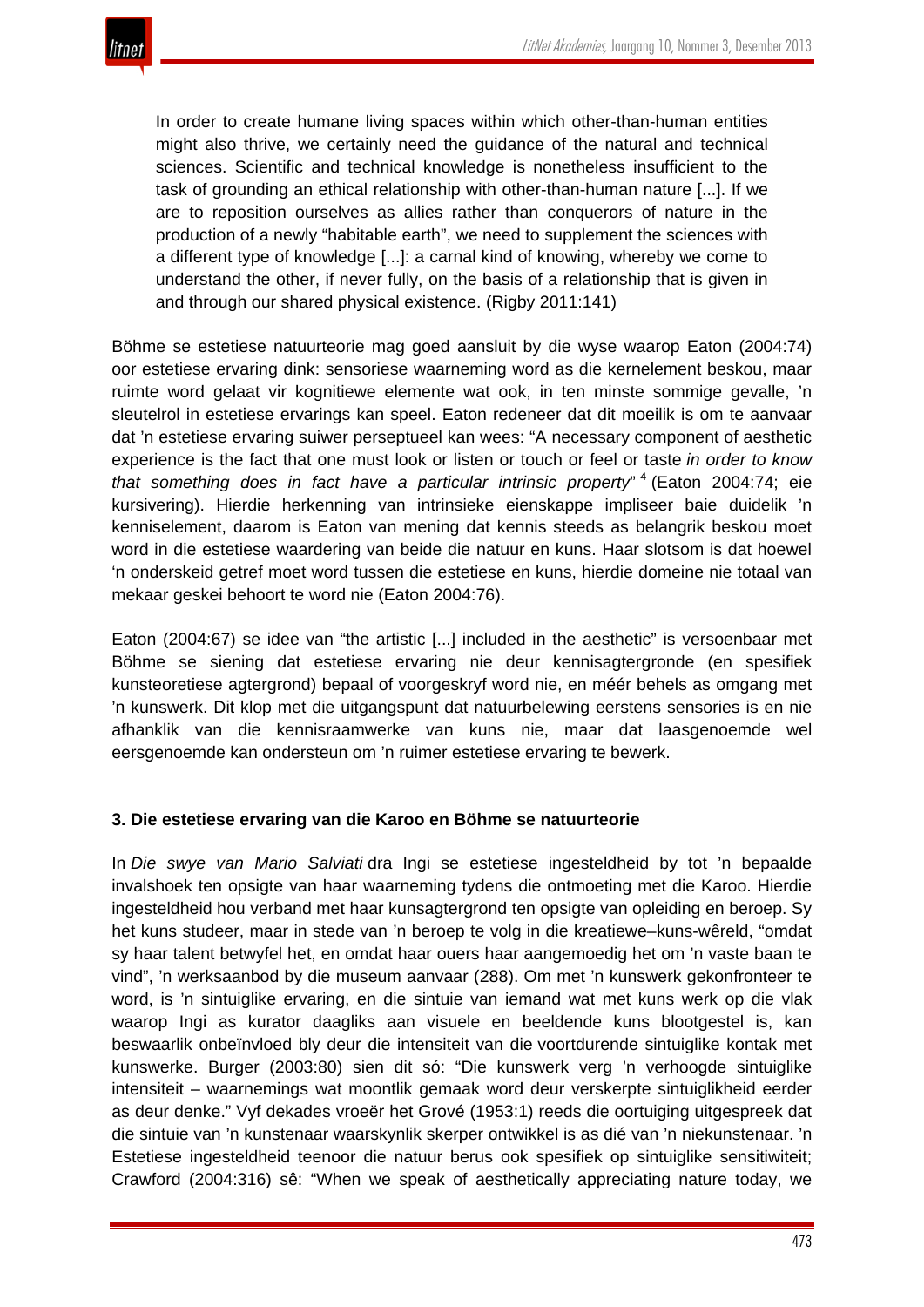> In order to create humane living spaces within which other-than-human entities might also thrive, we certainly need the guidance of the natural and technical sciences. Scientific and technical knowledge is nonetheless insufficient to the task of grounding an ethical relationship with other-than-human nature [...]. If we are to reposition ourselves as allies rather than conquerors of nature in the production of a newly "habitable earth", we need to supplement the sciences with a different type of knowledge [...]: a carnal kind of knowing, whereby we come to understand the other, if never fully, on the basis of a relationship that is given in and through our shared physical existence. (Rigby 2011:141)

Böhme se estetiese natuurteorie mag goed aansluit by die wyse waarop Eaton (2004:74) oor estetiese ervaring dink: sensoriese waarneming word as die kernelement beskou, maar ruimte word gelaat vir kognitiewe elemente wat ook, in ten minste sommige gevalle, 'n sleutelrol in estetiese ervarings kan speel. Eaton redeneer dat dit moeilik is om te aanvaar dat 'n estetiese ervaring suiwer perseptueel kan wees: "A necessary component of aesthetic experience is the fact that one must look or listen or touch or feel or taste *in order to know that something does in fact have a particular intrinsic property*" [4] (Eaton 2004:74; eie kursivering). Hierdie herkenning van intrinsieke eienskappe impliseer baie duidelik 'n kenniselement, daarom is Eaton van mening dat kennis steeds as belangrik beskou moet word in die estetiese waardering van beide die natuur en kuns. Haar slotsom is dat hoewel 'n onderskeid getref moet word tussen die estetiese en kuns, hierdie domeine nie totaal van mekaar geskei behoort te word nie (Eaton 2004:76).

Eaton (2004:67) se idee van "the artistic [...] included in the aesthetic" is versoenbaar met Böhme se siening dat estetiese ervaring nie deur kennisagtergronde (en spesifiek kunsteoretiese agtergrond) bepaal of voorgeskryf word nie, en méér behels as omgang met 'n kunswerk. Dit klop met die uitgangspunt dat natuurbelewing eerstens sensories is en nie afhanklik van die kennisraamwerke van kuns nie, maar dat laasgenoemde wel eersgenoemde kan ondersteun om 'n ruimer estetiese ervaring te bewerk.

### 3. Die estetiese ervaring van die Karoo en Böhme se natuurteorie

In *Die swye van Mario Salviati* dra Ingi se estetiese ingesteldheid by tot 'n bepaalde invalshoek ten opsigte van haar waarneming tydens die ontmoeting met die Karoo. Hierdie ingesteldheid hou verband met haar kunsagtergrond ten opsigte van opleiding en beroep. Sy het kuns studeer, maar in stede van 'n beroep te volg in die kreatiewe–kuns-wêreld, "omdat sy haar talent betwyfel het, en omdat haar ouers haar aangemoedig het om 'n vaste baan te vind", 'n werksaanbod by die museum aanvaar (288). Om met 'n kunswerk gekonfronteer te word, is 'n sintuiglike ervaring, en die sintuie van iemand wat met kuns werk op die vlak waarop Ingi as kurator daagliks aan visuele en beeldende kuns blootgestel is, kan beswaarlik onbeïnvloed bly deur die intensiteit van die voortdurende sintuiglike kontak met kunswerke. Burger (2003:80) sien dit só: "Die kunswerk verg 'n verhoogde sintuiglike intensiteit – waarnemings wat moontlik gemaak word deur verskerpte sintuiglikheid eerder as deur denke." Vyf dekades vroeër het Grové (1953:1) reeds die oortuiging uitgespreek dat die sintuie van 'n kunstenaar waarskynlik skerper ontwikkel is as dié van 'n niekunstenaar. 'n Estetiese ingesteldheid teenoor die natuur berus ook spesifiek op sintuiglike sensitiwiteit; Crawford (2004:316) sê: "When we speak of aesthetically appreciating nature today, we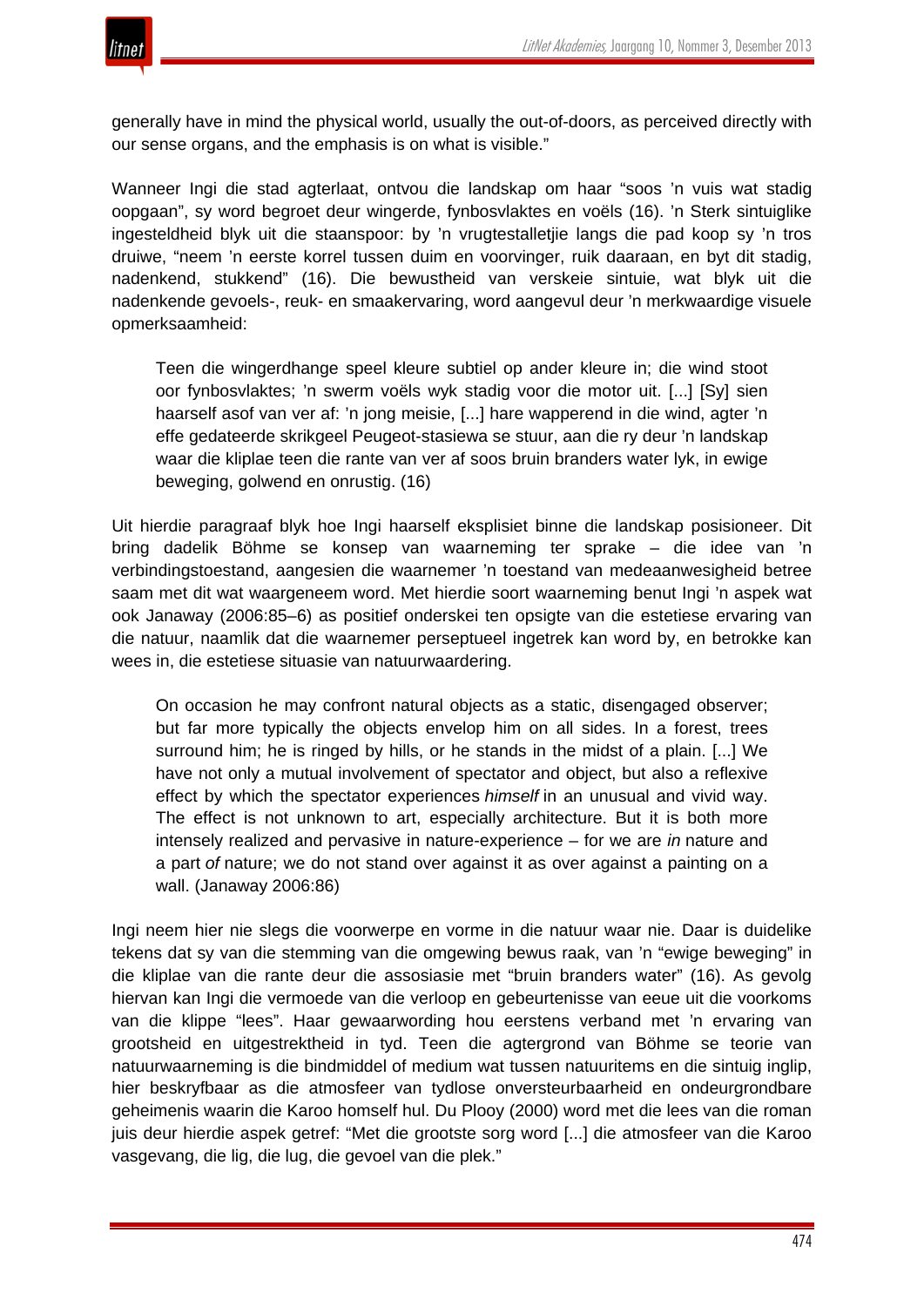generally have in mind the physical world, usually the out-of-doors, as perceived directly with our sense organs, and the emphasis is on what is visible."

Wanneer Ingi die stad agterlaat, ontvou die landskap om haar "soos 'n vuis wat stadig oopgaan", sy word begroet deur wingerde, fynbosvlaktes en voëls (16). 'n Sterk sintuiglike ingesteldheid blyk uit die staanspoor: by 'n vrugtestalletjie langs die pad koop sy 'n tros druiwe, "neem 'n eerste korrel tussen duim en voorvinger, ruik daaraan, en byt dit stadig, nadenkend, stukkend" (16). Die bewustheid van verskeie sintuie, wat blyk uit die nadenkende gevoels-, reuk- en smaakervaring, word aangevul deur 'n merkwaardige visuele opmerksaamheid:

> Teen die wingerdhange speel kleure subtiel op ander kleure in; die wind stoot oor fynbosvlaktes; 'n swerm voëls wyk stadig voor die motor uit. [...] [Sy] sien haarself asof van ver af: 'n jong meisie, [...] hare wapperend in die wind, agter 'n effe gedateerde skrikgeel Peugeot-stasiewa se stuur, aan die ry deur 'n landskap waar die kliplae teen die rante van ver af soos bruin branders water lyk, in ewige beweging, golwend en onrustig. (16)

Uit hierdie paragraaf blyk hoe Ingi haarself eksplisiet binne die landskap posisioneer. Dit bring dadelik Böhme se konsep van waarneming ter sprake – die idee van 'n verbindingstoestand, aangesien die waarnemer 'n toestand van medeaanwesigheid betree saam met dit wat waargeneem word. Met hierdie soort waarneming benut Ingi 'n aspek wat ook Janaway (2006:85–6) as positief onderskei ten opsigte van die estetiese ervaring van die natuur, naamlik dat die waarnemer perseptueel ingetrek kan word by, en betrokke kan wees in, die estetiese situasie van natuurwaardering.

> On occasion he may confront natural objects as a static, disengaged observer; but far more typically the objects envelop him on all sides. In a forest, trees surround him; he is ringed by hills, or he stands in the midst of a plain. [...] We have not only a mutual involvement of spectator and object, but also a reflexive effect by which the spectator experiences *himself* in an unusual and vivid way. The effect is not unknown to art, especially architecture. But it is both more intensely realized and pervasive in nature-experience – for we are *in* nature and a part *of* nature; we do not stand over against it as over against a painting on a wall. (Janaway 2006:86)

Ingi neem hier nie slegs die voorwerpe en vorme in die natuur waar nie. Daar is duidelike tekens dat sy van die stemming van die omgewing bewus raak, van 'n "ewige beweging" in die kliplae van die rante deur die assosiasie met "bruin branders water" (16). As gevolg hiervan kan Ingi die vermoede van die verloop en gebeurtenisse van eeue uit die voorkoms van die klippe "lees". Haar gewaarwording hou eerstens verband met 'n ervaring van grootsheid en uitgestrektheid in tyd. Teen die agtergrond van Böhme se teorie van natuurwaarneming is die bindmiddel of medium wat tussen natuuritems en die sintuig inglip, hier beskryfbaar as die atmosfeer van tydlose onversteurbaarheid en ondeurgrondbare geheimenis waarin die Karoo homself hul. Du Plooy (2000) word met die lees van die roman juis deur hierdie aspek getref: "Met die grootste sorg word [...] die atmosfeer van die Karoo vasgevang, die lig, die lug, die gevoel van die plek."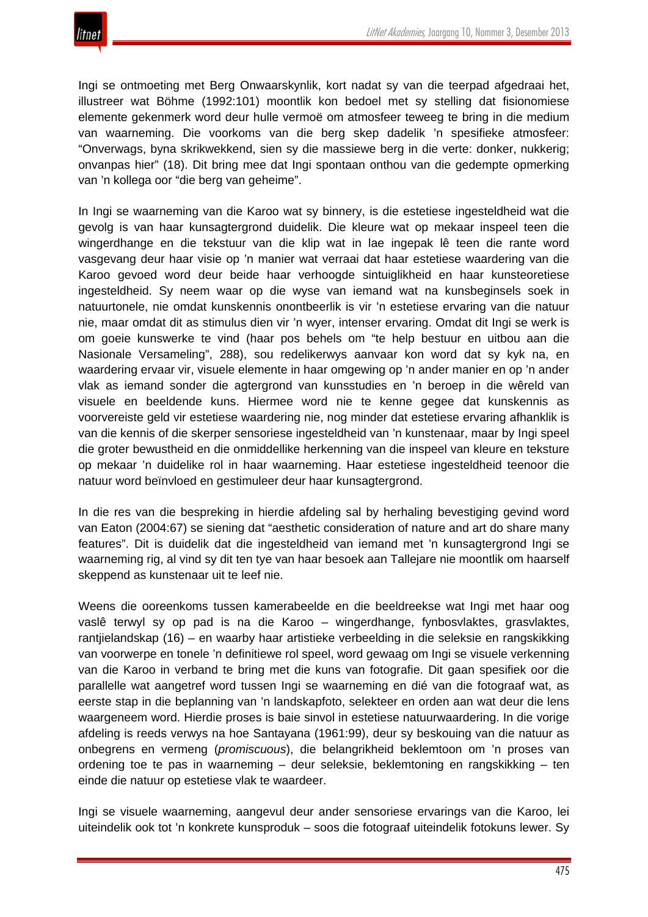Ingi se ontmoeting met Berg Onwaarskynlik, kort nadat sy van die teerpad afgedraai het, illustreer wat Böhme (1992:101) moontlik kon bedoel met sy stelling dat fisionomiese elemente gekenmerk word deur hulle vermoë om atmosfeer teweeg te bring in die medium van waarneming. Die voorkoms van die berg skep dadelik 'n spesifieke atmosfeer: "Onverwags, byna skrikwekkend, sien sy die massiewe berg in die verte: donker, nukkerig; onvanpas hier" (18). Dit bring mee dat Ingi spontaan onthou van die gedempte opmerking van 'n kollega oor "die berg van geheime".

In Ingi se waarneming van die Karoo wat sy binnery, is die estetiese ingesteldheid wat die gevolg is van haar kunsagtergrond duidelik. Die kleure wat op mekaar inspeel teen die wingerdhange en die tekstuur van die klip wat in lae ingepak lê teen die rante word vasgevang deur haar visie op 'n manier wat verraai dat haar estetiese waardering van die Karoo gevoed word deur beide haar verhoogde sintuiglikheid en haar kunsteoretiese ingesteldheid. Sy neem waar op die wyse van iemand wat na kunsbeginsels soek in natuurtonele, nie omdat kunskennis onontbeerlik is vir 'n estetiese ervaring van die natuur nie, maar omdat dit as stimulus dien vir 'n wyer, intenser ervaring. Omdat dit Ingi se werk is om goeie kunswerke te vind (haar pos behels om "te help bestuur en uitbou aan die Nasionale Versameling", 288), sou redelikerwys aanvaar kon word dat sy kyk na, en waardering ervaar vir, visuele elemente in haar omgewing op 'n ander manier en op 'n ander vlak as iemand sonder die agtergrond van kunsstudies en 'n beroep in die wêreld van visuele en beeldende kuns. Hiermee word nie te kenne gegee dat kunskennis as voorvereiste geld vir estetiese waardering nie, nog minder dat estetiese ervaring afhanklik is van die kennis of die skerper sensoriese ingesteldheid van 'n kunstenaar, maar by Ingi speel die groter bewustheid en die onmiddellike herkenning van die inspeel van kleure en teksture op mekaar 'n duidelike rol in haar waarneming. Haar estetiese ingesteldheid teenoor die natuur word beïnvloed en gestimuleer deur haar kunsagtergrond.

In die res van die bespreking in hierdie afdeling sal by herhaling bevestiging gevind word van Eaton (2004:67) se siening dat "aesthetic consideration of nature and art do share many features". Dit is duidelik dat die ingesteldheid van iemand met 'n kunsagtergrond Ingi se waarneming rig, al vind sy dit ten tye van haar besoek aan Tallejare nie moontlik om haarself skeppend as kunstenaar uit te leef nie.

Weens die ooreenkoms tussen kamerabeelde en die beeldreekse wat Ingi met haar oog vaslê terwyl sy op pad is na die Karoo – wingerdhange, fynbosvlaktes, grasvlaktes, rantjielandskap (16) – en waarby haar artistieke verbeelding in die seleksie en rangskikking van voorwerpe en tonele 'n definitiewe rol speel, word gewaag om Ingi se visuele verkenning van die Karoo in verband te bring met die kuns van fotografie. Dit gaan spesifiek oor die parallelle wat aangetref word tussen Ingi se waarneming en dié van die fotograaf wat, as eerste stap in die beplanning van 'n landskapfoto, selekteer en orden aan wat deur die lens waargeneem word. Hierdie proses is baie sinvol in estetiese natuurwaardering. In die vorige afdeling is reeds verwys na hoe Santayana (1961:99), deur sy beskouing van die natuur as onbegrens en vermeng (*promiscuous*), die belangrikheid beklemtoon om 'n proses van ordening toe te pas in waarneming – deur seleksie, beklemtoning en rangskikking – ten einde die natuur op estetiese vlak te waardeer.

Ingi se visuele waarneming, aangevul deur ander sensoriese ervarings van die Karoo, lei uiteindelik ook tot 'n konkrete kunsproduk – soos die fotograaf uiteindelik fotokuns lewer. Sy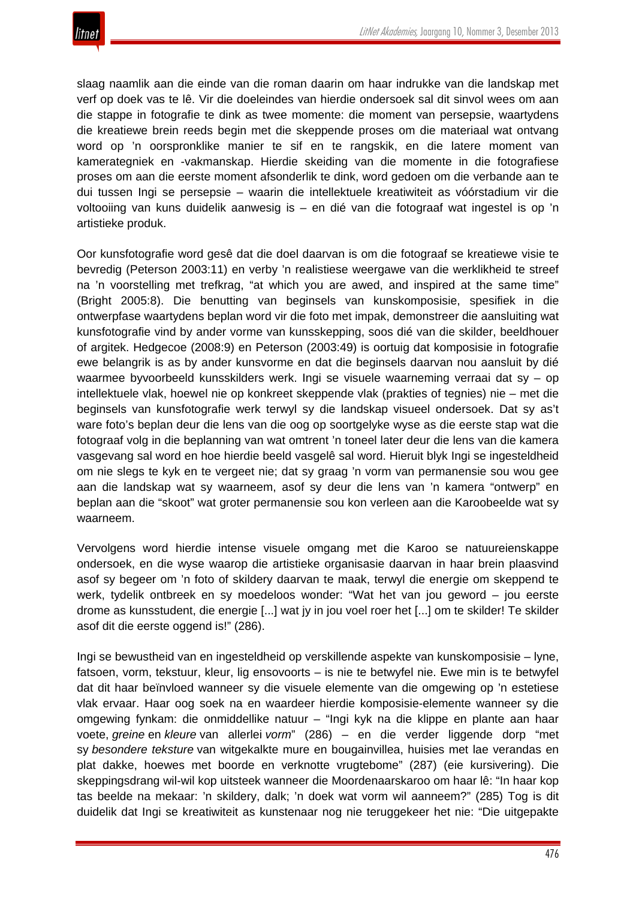slaag naamlik aan die einde van die roman daarin om haar indrukke van die landskap met verf op doek vas te lê. Vir die doeleindes van hierdie ondersoek sal dit sinvol wees om aan die stappe in fotografie te dink as twee momente: die moment van persepsie, waartydens die kreatiewe brein reeds begin met die skeppende proses om die materiaal wat ontvang word op 'n oorspronklike manier te sif en te rangskik, en die latere moment van kamerategniek en -vakmanskap. Hierdie skeiding van die momente in die fotografiese proses om aan die eerste moment afsonderlik te dink, word gedoen om die verbande aan te dui tussen Ingi se persepsie – waarin die intellektuele kreatiwiteit as vóórstadium vir die voltooiing van kuns duidelik aanwesig is – en dié van die fotograaf wat ingestel is op 'n artistieke produk.

Oor kunsfotografie word gesê dat die doel daarvan is om die fotograaf se kreatiewe visie te bevredig (Peterson 2003:11) en verby 'n realistiese weergawe van die werklikheid te streef na 'n voorstelling met trefkrag, "at which you are awed, and inspired at the same time" (Bright 2005:8). Die benutting van beginsels van kunskomposisie, spesifiek in die ontwerpfase waartydens beplan word vir die foto met impak, demonstreer die aansluiting wat kunsfotografie vind by ander vorme van kunsskepping, soos dié van die skilder, beeldhouer of argitek. Hedgecoe (2008:9) en Peterson (2003:49) is oortuig dat komposisie in fotografie ewe belangrik is as by ander kunsvorme en dat die beginsels daarvan nou aansluit by dié waarmee byvoorbeeld kunsskilders werk. Ingi se visuele waarneming verraai dat sy – op intellektuele vlak, hoewel nie op konkreet skeppende vlak (prakties of tegnies) nie – met die beginsels van kunsfotografie werk terwyl sy die landskap visueel ondersoek. Dat sy as't ware foto's beplan deur die lens van die oog op soortgelyke wyse as die eerste stap wat die fotograaf volg in die beplanning van wat omtrent 'n toneel later deur die lens van die kamera vasgevang sal word en hoe hierdie beeld vasgelê sal word. Hieruit blyk Ingi se ingesteldheid om nie slegs te kyk en te vergeet nie; dat sy graag 'n vorm van permanensie sou wou gee aan die landskap wat sy waarneem, asof sy deur die lens van 'n kamera "ontwerp" en beplan aan die "skoot" wat groter permanensie sou kon verleen aan die Karoobeelde wat sy waarneem.

Vervolgens word hierdie intense visuele omgang met die Karoo se natuureienskappe ondersoek, en die wyse waarop die artistieke organisasie daarvan in haar brein plaasvind asof sy begeer om 'n foto of skildery daarvan te maak, terwyl die energie om skeppend te werk, tydelik ontbreek en sy moedeloos wonder: "Wat het van jou geword – jou eerste drome as kunsstudent, die energie [...] wat jy in jou voel roer het [...] om te skilder! Te skilder asof dit die eerste oggend is!" (286).

Ingi se bewustheid van en ingesteldheid op verskillende aspekte van kunskomposisie – lyne, fatsoen, vorm, tekstuur, kleur, lig ensovoorts – is nie te betwyfel nie. Ewe min is te betwyfel dat dit haar beïnvloed wanneer sy die visuele elemente van die omgewing op 'n estetiese vlak ervaar. Haar oog soek na en waardeer hierdie komposisie-elemente wanneer sy die omgewing fynkam: die onmiddellike natuur – "Ingi kyk na die klippe en plante aan haar voete, *greine* en *kleure* van allerlei *vorm*" (286) – en die verder liggende dorp "met sy *besondere teksture* van witgekalkte mure en bougainvillea, huisies met lae verandas en plat dakke, hoewes met boorde en verknotte vrugtebome" (287) (eie kursivering). Die skeppingsdrang wil-wil kop uitsteek wanneer die Moordenaarskaroo om haar lê: "In haar kop tas beelde na mekaar: 'n skildery, dalk; 'n doek wat vorm wil aanneem?" (285) Tog is dit duidelik dat Ingi se kreatiwiteit as kunstenaar nog nie teruggekeer het nie: "Die uitgepakte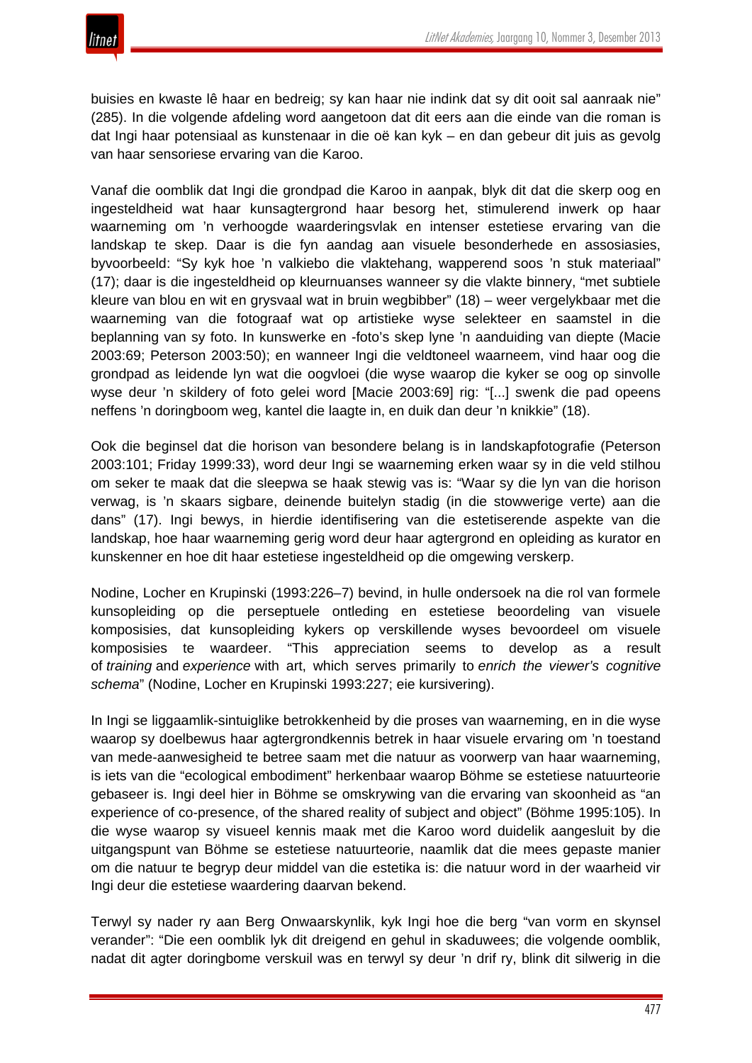buisies en kwaste lê haar en bedreig; sy kan haar nie indink dat sy dit ooit sal aanraak nie" (285). In die volgende afdeling word aangetoon dat dit eers aan die einde van die roman is dat Ingi haar potensiaal as kunstenaar in die oë kan kyk – en dan gebeur dit juis as gevolg van haar sensoriese ervaring van die Karoo.

Vanaf die oomblik dat Ingi die grondpad die Karoo in aanpak, blyk dit dat die skerp oog en ingesteldheid wat haar kunsagtergrond haar besorg het, stimulerend inwerk op haar waarneming om 'n verhoogde waarderingsvlak en intenser estetiese ervaring van die landskap te skep. Daar is die fyn aandag aan visuele besonderhede en assosiasies, byvoorbeeld: "Sy kyk hoe 'n valkiebo die vlaktehang, wapperend soos 'n stuk materiaal" (17); daar is die ingesteldheid op kleurnuanses wanneer sy die vlakte binnery, "met subtiele kleure van blou en wit en grysvaal wat in bruin wegbibber" (18) – weer vergelykbaar met die waarneming van die fotograaf wat op artistieke wyse selekteer en saamstel in die beplanning van sy foto. In kunswerke en -foto's skep lyne 'n aanduiding van diepte (Macie 2003:69; Peterson 2003:50); en wanneer Ingi die veldtoneel waarneem, vind haar oog die grondpad as leidende lyn wat die oogvloei (die wyse waarop die kyker se oog op sinvolle wyse deur 'n skildery of foto gelei word [Macie 2003:69] rig: "[...] swenk die pad opeens neffens 'n doringboom weg, kantel die laagte in, en duik dan deur 'n knikkie" (18).

Ook die beginsel dat die horison van besondere belang is in landskapfotografie (Peterson 2003:101; Friday 1999:33), word deur Ingi se waarneming erken waar sy in die veld stilhou om seker te maak dat die sleepwa se haak stewig vas is: "Waar sy die lyn van die horison verwag, is 'n skaars sigbare, deinende buitelyn stadig (in die stowwerige verte) aan die dans" (17). Ingi bewys, in hierdie identifisering van die estetiserende aspekte van die landskap, hoe haar waarneming gerig word deur haar agtergrond en opleiding as kurator en kunskenner en hoe dit haar estetiese ingesteldheid op die omgewing verskerp.

Nodine, Locher en Krupinski (1993:226–7) bevind, in hulle ondersoek na die rol van formele kunsopleiding op die perseptuele ontleding en estetiese beoordeling van visuele komposisies, dat kunsopleiding kykers op verskillende wyses bevoordeel om visuele komposisies te waardeer. "This appreciation seems to develop as a result of *training* and *experience* with art, which serves primarily to *enrich the viewer's cognitive schema*" (Nodine, Locher en Krupinski 1993:227; eie kursivering).

In Ingi se liggaamlik-sintuiglike betrokkenheid by die proses van waarneming, en in die wyse waarop sy doelbewus haar agtergrondkennis betrek in haar visuele ervaring om 'n toestand van mede-aanwesigheid te betree saam met die natuur as voorwerp van haar waarneming, is iets van die "ecological embodiment" herkenbaar waarop Böhme se estetiese natuurteorie gebaseer is. Ingi deel hier in Böhme se omskrywing van die ervaring van skoonheid as "an experience of co-presence, of the shared reality of subject and object" (Böhme 1995:105). In die wyse waarop sy visueel kennis maak met die Karoo word duidelik aangesluit by die uitgangspunt van Böhme se estetiese natuurteorie, naamlik dat die mees gepaste manier om die natuur te begryp deur middel van die estetika is: die natuur word in der waarheid vir Ingi deur die estetiese waardering daarvan bekend.

Terwyl sy nader ry aan Berg Onwaarskynlik, kyk Ingi hoe die berg "van vorm en skynsel verander": "Die een oomblik lyk dit dreigend en gehul in skaduwees; die volgende oomblik, nadat dit agter doringbome verskuil was en terwyl sy deur 'n drif ry, blink dit silwerig in die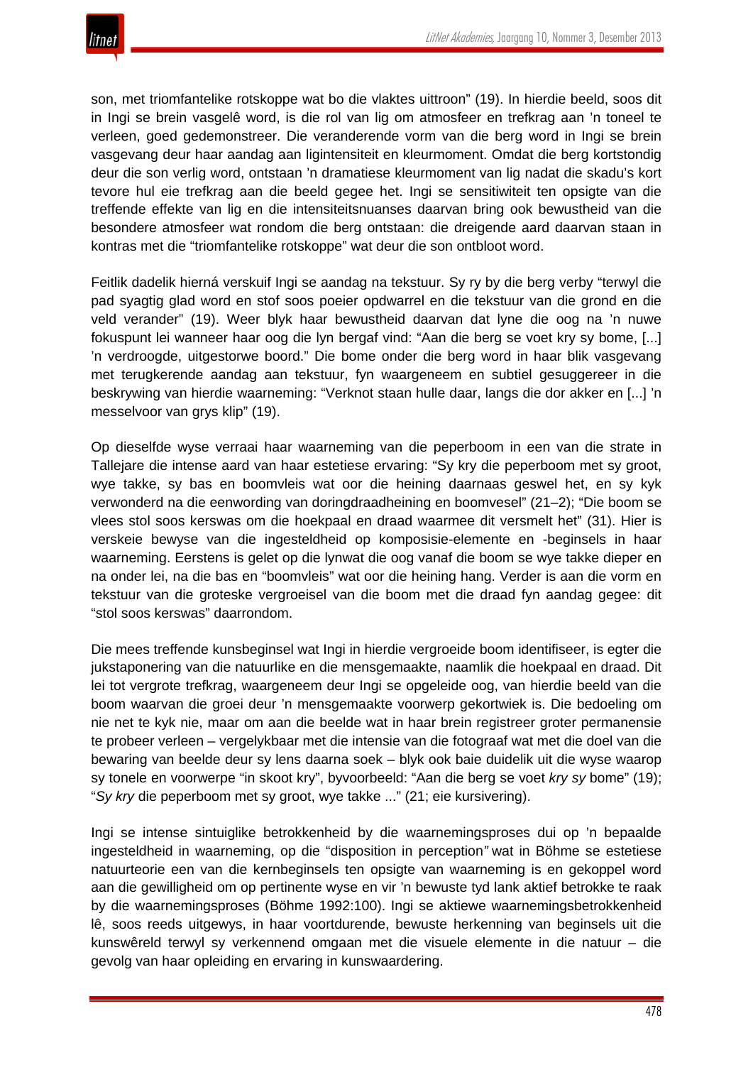son, met triomfantelike rotskoppe wat bo die vlaktes uittroon" (19). In hierdie beeld, soos dit in Ingi se brein vasgelê word, is die rol van lig om atmosfeer en trefkrag aan 'n toneel te verleen, goed gedemonstreer. Die veranderende vorm van die berg word in Ingi se brein vasgevang deur haar aandag aan ligintensiteit en kleurmoment. Omdat die berg kortstondig deur die son verlig word, ontstaan 'n dramatiese kleurmoment van lig nadat die skadu's kort tevore hul eie trefkrag aan die beeld gegee het. Ingi se sensitiwiteit ten opsigte van die treffende effekte van lig en die intensiteitsnuanses daarvan bring ook bewustheid van die besondere atmosfeer wat rondom die berg ontstaan: die dreigende aard daarvan staan in kontras met die "triomfantelike rotskoppe" wat deur die son ontbloot word.

Feitlik dadelik hierná verskuif Ingi se aandag na tekstuur. Sy ry by die berg verby "terwyl die pad syagtig glad word en stof soos poeier opdwarrel en die tekstuur van die grond en die veld verander" (19). Weer blyk haar bewustheid daarvan dat lyne die oog na 'n nuwe fokuspunt lei wanneer haar oog die lyn bergaf vind: "Aan die berg se voet kry sy bome, [...] 'n verdroogde, uitgestorwe boord." Die bome onder die berg word in haar blik vasgevang met terugkerende aandag aan tekstuur, fyn waargeneem en subtiel gesuggereer in die beskrywing van hierdie waarneming: "Verknot staan hulle daar, langs die dor akker en [...] 'n messelvoor van grys klip" (19).

Op dieselfde wyse verraai haar waarneming van die peperboom in een van die strate in Tallejare die intense aard van haar estetiese ervaring: "Sy kry die peperboom met sy groot, wye takke, sy bas en boomvleis wat oor die heining daarnaas geswel het, en sy kyk verwonderd na die eenwording van doringdraadheining en boomvesel" (21–2); "Die boom se vlees stol soos kerswas om die hoekpaal en draad waarmee dit versmelt het" (31). Hier is verskeie bewyse van die ingesteldheid op komposisie-elemente en -beginsels in haar waarneming. Eerstens is gelet op die lynwat die oog vanaf die boom se wye takke dieper en na onder lei, na die bas en "boomvleis" wat oor die heining hang. Verder is aan die vorm en tekstuur van die groteske vergroeisel van die boom met die draad fyn aandag gegee: dit "stol soos kerswas" daarrondom.

Die mees treffende kunsbeginsel wat Ingi in hierdie vergroeide boom identifiseer, is egter die jukstaponering van die natuurlike en die mensgemaakte, naamlik die hoekpaal en draad. Dit lei tot vergrote trefkrag, waargeneem deur Ingi se opgeleide oog, van hierdie beeld van die boom waarvan die groei deur 'n mensgemaakte voorwerp gekortwiek is. Die bedoeling om nie net te kyk nie, maar om aan die beelde wat in haar brein registreer groter permanensie te probeer verleen – vergelykbaar met die intensie van die fotograaf wat met die doel van die bewaring van beelde deur sy lens daarna soek – blyk ook baie duidelik uit die wyse waarop sy tonele en voorwerpe "in skoot kry", byvoorbeeld: "Aan die berg se voet *kry sy* bome" (19); "*Sy kry* die peperboom met sy groot, wye takke ..." (21; eie kursivering).

Ingi se intense sintuiglike betrokkenheid by die waarnemingsproses dui op 'n bepaalde ingesteldheid in waarneming, op die "disposition in perception*"* wat in Böhme se estetiese natuurteorie een van die kernbeginsels ten opsigte van waarneming is en gekoppel word aan die gewilligheid om op pertinente wyse en vir 'n bewuste tyd lank aktief betrokke te raak by die waarnemingsproses (Böhme 1992:100). Ingi se aktiewe waarnemingsbetrokkenheid lê, soos reeds uitgewys, in haar voortdurende, bewuste herkenning van beginsels uit die kunswêreld terwyl sy verkennend omgaan met die visuele elemente in die natuur – die gevolg van haar opleiding en ervaring in kunswaardering.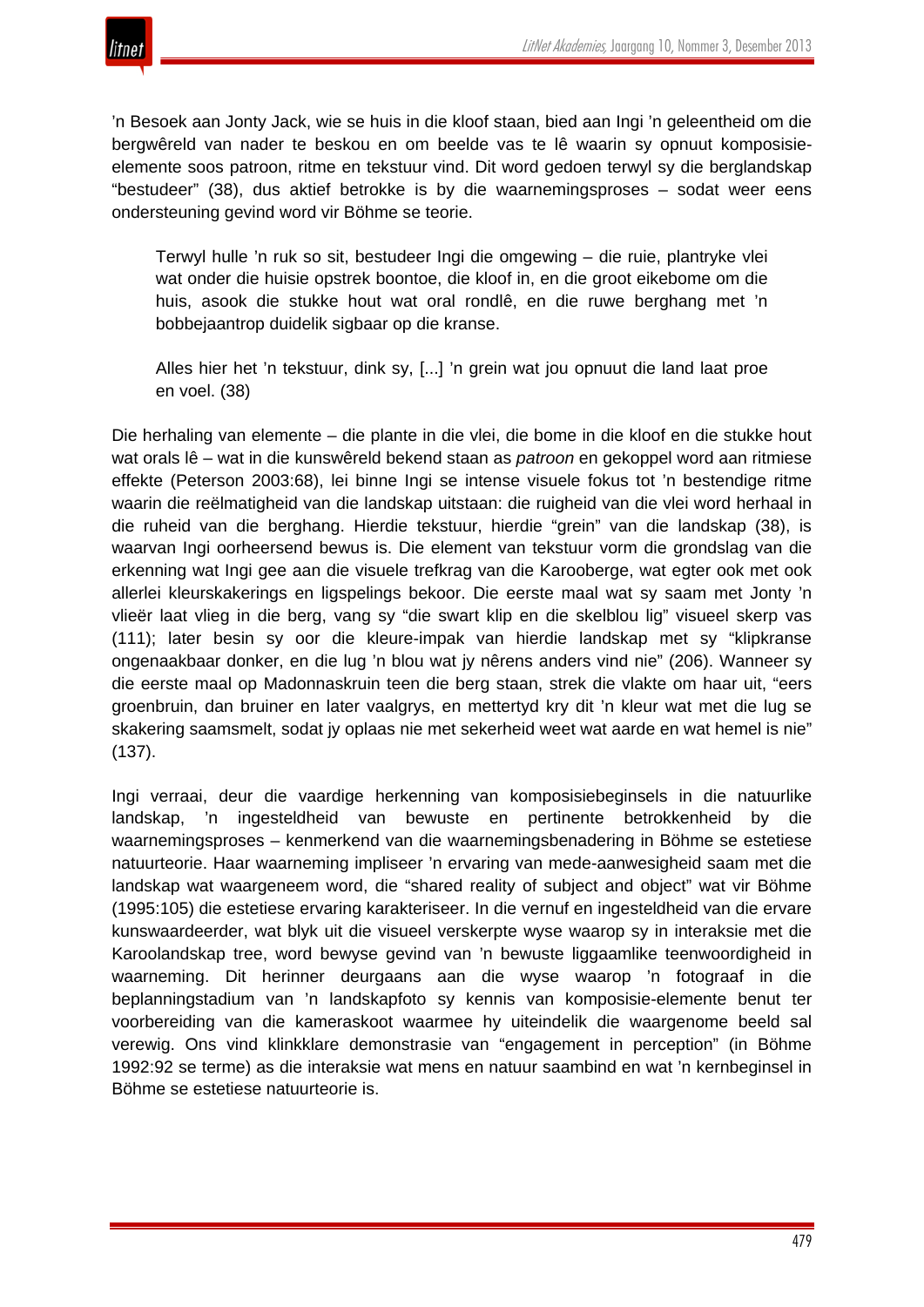’n Besoek aan Jonty Jack, wie se huis in die kloof staan, bied aan Ingi ’n geleentheid om die bergwêreld van nader te beskou en om beelde vas te lê waarin sy opnuut komposisie-elemente soos patroon, ritme en tekstuur vind. Dit word gedoen terwyl sy die berglandskap “bestudeer” (38), dus aktief betrokke is by die waarnemingsproses – sodat weer eens ondersteuning gevind word vir Böhme se teorie.

> Terwyl hulle ’n ruk so sit, bestudeer Ingi die omgewing – die ruie, plantryke vlei wat onder die huisie opstrek boontoe, die kloof in, en die groot eikebome om die huis, asook die stukke hout wat oral rondlê, en die ruwe berghang met ’n bobbejaantrop duidelik sigbaar op die kranse.
>
> Alles hier het ’n tekstuur, dink sy, [...] ’n grein wat jou opnuut die land laat proe en voel. (38)

Die herhaling van elemente – die plante in die vlei, die bome in die kloof en die stukke hout wat orals lê – wat in die kunswêreld bekend staan as *patroon* en gekoppel word aan ritmiese effekte (Peterson 2003:68), lei binne Ingi se intense visuele fokus tot ’n bestendige ritme waarin die reëlmatigheid van die landskap uitstaan: die ruigheid van die vlei word herhaal in die ruheid van die berghang. Hierdie tekstuur, hierdie “grein” van die landskap (38), is waarvan Ingi oorheersend bewus is. Die element van tekstuur vorm die grondslag van die erkenning wat Ingi gee aan die visuele trefkrag van die Karooberge, wat egter ook met ook allerlei kleurskakerings en ligspelings bekoor. Die eerste maal wat sy saam met Jonty ’n vlieër laat vlieg in die berg, vang sy “die swart klip en die skelblou lig” visueel skerp vas (111); later besin sy oor die kleure-impak van hierdie landskap met sy “klipkranse ongenaakbaar donker, en die lug ’n blou wat jy nêrens anders vind nie” (206). Wanneer sy die eerste maal op Madonnaskruin teen die berg staan, strek die vlakte om haar uit, “eers groenbruin, dan bruiner en later vaalgrys, en mettertyd kry dit ’n kleur wat met die lug se skakering saamsmelt, sodat jy oplaas nie met sekerheid weet wat aarde en wat hemel is nie” (137).

Ingi verraai, deur die vaardige herkenning van komposisiebeginsels in die natuurlike landskap, ’n ingesteldheid van bewuste en pertinente betrokkenheid by die waarnemingsproses – kenmerkend van die waarnemingsbenadering in Böhme se estetiese natuurteorie. Haar waarneming impliseer ’n ervaring van mede-aanwesigheid saam met die landskap wat waargeneem word, die “shared reality of subject and object” wat vir Böhme (1995:105) die estetiese ervaring karakteriseer. In die vernuf en ingesteldheid van die ervare kunswaardeerder, wat blyk uit die visueel verskerpte wyse waarop sy in interaksie met die Karoolandskap tree, word bewyse gevind van ’n bewuste liggaamlike teenwoordigheid in waarneming. Dit herinner deurgaans aan die wyse waarop ’n fotograaf in die beplanningstadium van ’n landskapfoto sy kennis van komposisie-elemente benut ter voorbereiding van die kameraskoot waarmee hy uiteindelik die waargenome beeld sal verewig. Ons vind klinkklare demonstrasie van “engagement in perception” (in Böhme 1992:92 se terme) as die interaksie wat mens en natuur saambind en wat ’n kernbeginsel in Böhme se estetiese natuurteorie is.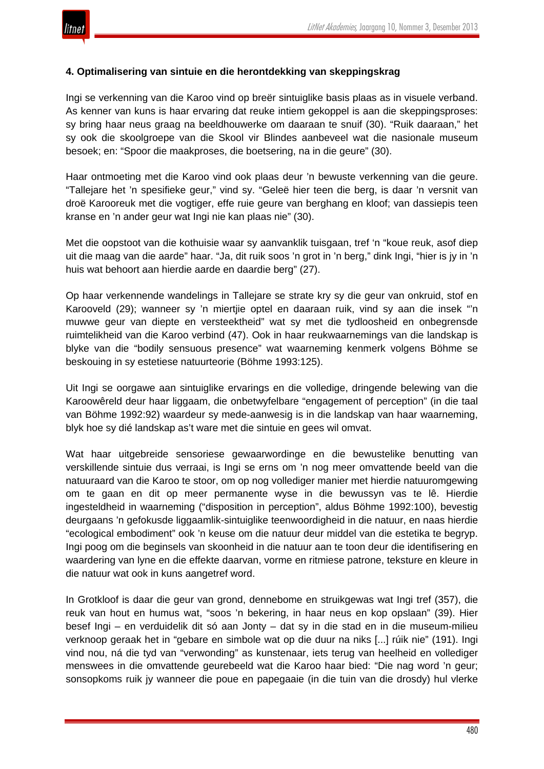#### 4. Optimalisering van sintuie en die herontdekking van skeppingskrag

Ingi se verkenning van die Karoo vind op breër sintuiglike basis plaas as in visuele verband. As kenner van kuns is haar ervaring dat reuke intiem gekoppel is aan die skeppingsproses: sy bring haar neus graag na beeldhouwerke om daaraan te snuif (30). "Ruik daaraan," het sy ook die skoolgroepe van die Skool vir Blindes aanbeveel wat die nasionale museum besoek; en: "Spoor die maakproses, die boetsering, na in die geure" (30).

Haar ontmoeting met die Karoo vind ook plaas deur 'n bewuste verkenning van die geure. "Tallejare het 'n spesifieke geur," vind sy. "Geleë hier teen die berg, is daar 'n versnit van droë Karooreuk met die vogtiger, effe ruie geure van berghang en kloof; van dassiepis teen kranse en 'n ander geur wat Ingi nie kan plaas nie" (30).

Met die oopstoot van die kothuisie waar sy aanvanklik tuisgaan, tref 'n "koue reuk, asof diep uit die maag van die aarde" haar. "Ja, dit ruik soos 'n grot in 'n berg," dink Ingi, "hier is jy in 'n huis wat behoort aan hierdie aarde en daardie berg" (27).

Op haar verkennende wandelings in Tallejare se strate kry sy die geur van onkruid, stof en Karooveld (29); wanneer sy 'n miertjie optel en daaraan ruik, vind sy aan die insek "'n muwwe geur van diepte en versteektheid" wat sy met die tydloosheid en onbegrensde ruimtelikheid van die Karoo verbind (47). Ook in haar reukwaarnemings van die landskap is blyke van die "bodily sensuous presence" wat waarneming kenmerk volgens Böhme se beskouing in sy estetiese natuurteorie (Böhme 1993:125).

Uit Ingi se oorgawe aan sintuiglike ervarings en die volledige, dringende belewing van die Karoowêreld deur haar liggaam, die onbetwyfelbare "engagement of perception" (in die taal van Böhme 1992:92) waardeur sy mede-aanwesig is in die landskap van haar waarneming, blyk hoe sy dié landskap as't ware met die sintuie en gees wil omvat.

Wat haar uitgebreide sensoriese gewaarwordinge en die bewustelike benutting van verskillende sintuie dus verraai, is Ingi se erns om 'n nog meer omvattende beeld van die natuuraard van die Karoo te stoor, om op nog vollediger manier met hierdie natuuromgewing om te gaan en dit op meer permanente wyse in die bewussyn vas te lê. Hierdie ingesteldheid in waarneming ("disposition in perception", aldus Böhme 1992:100), bevestig deurgaans 'n gefokusde liggaamlik-sintuiglike teenwoordigheid in die natuur, en naas hierdie "ecological embodiment" ook 'n keuse om die natuur deur middel van die estetika te begryp. Ingi poog om die beginsels van skoonheid in die natuur aan te toon deur die identifisering en waardering van lyne en die effekte daarvan, vorme en ritmiese patrone, teksture en kleure in die natuur wat ook in kuns aangetref word.

In Grotkloof is daar die geur van grond, dennebome en struikgewas wat Ingi tref (357), die reuk van hout en humus wat, "soos 'n bekering, in haar neus en kop opslaan" (39). Hier besef Ingi – en verduidelik dit só aan Jonty – dat sy in die stad en in die museum-milieu verknoop geraak het in "gebare en simbole wat op die duur na niks [...] rúik nie" (191). Ingi vind nou, ná die tyd van "verwonding" as kunstenaar, iets terug van heelheid en vollediger menswees in die omvattende geurebeeld wat die Karoo haar bied: "Die nag word 'n geur; sonsopkoms ruik jy wanneer die poue en papegaaie (in die tuin van die drosdy) hul vlerke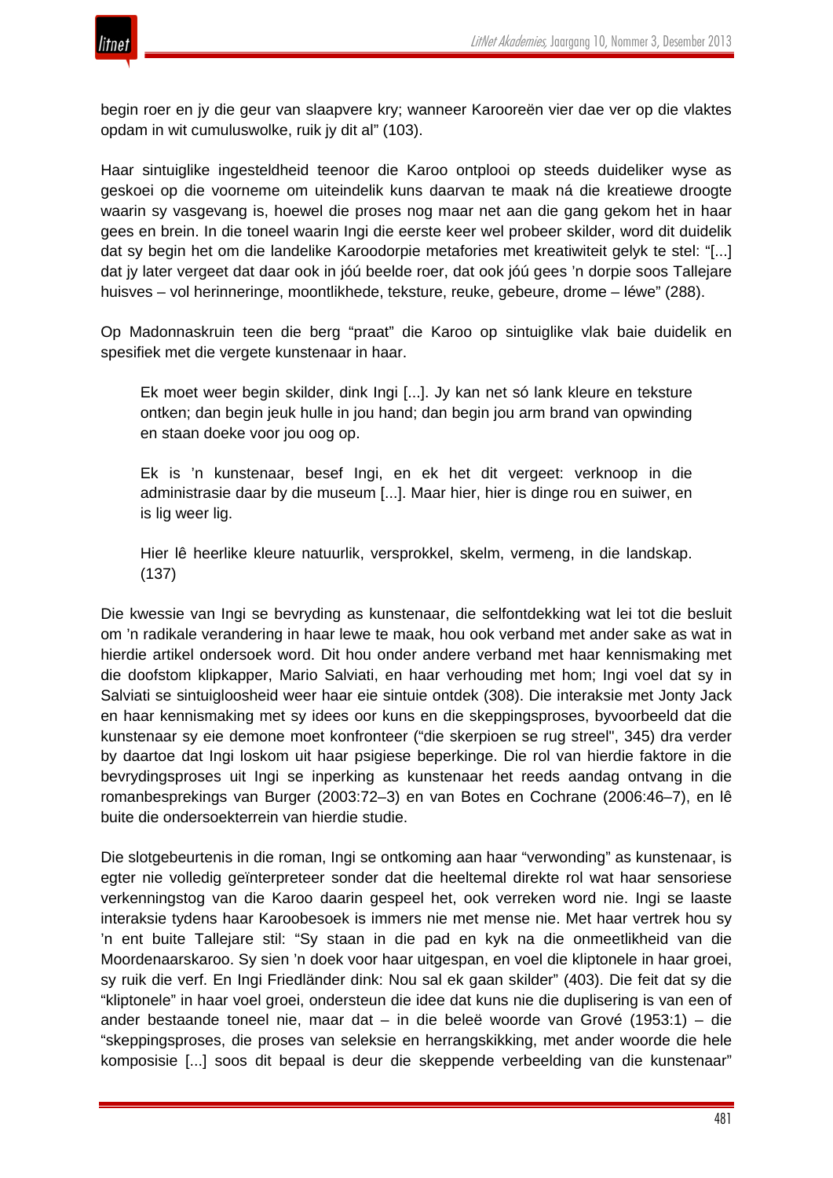begin roer en jy die geur van slaapvere kry; wanneer Karooreën vier dae ver op die vlaktes opdam in wit cumuluswolke, ruik jy dit al" (103).

Haar sintuiglike ingesteldheid teenoor die Karoo ontplooi op steeds duideliker wyse as geskoei op die voorneme om uiteindelik kuns daarvan te maak ná die kreatiewe droogte waarin sy vasgevang is, hoewel die proses nog maar net aan die gang gekom het in haar gees en brein. In die toneel waarin Ingi die eerste keer wel probeer skilder, word dit duidelik dat sy begin het om die landelike Karoodorpie metafories met kreatiwiteit gelyk te stel: "[...] dat jy later vergeet dat daar ook in jóú beelde roer, dat ook jóú gees 'n dorpie soos Tallejare huisves – vol herinneringe, moontlikhede, teksture, reuke, gebeure, drome – léwe" (288).

Op Madonnaskruin teen die berg "praat" die Karoo op sintuiglike vlak baie duidelik en spesifiek met die vergete kunstenaar in haar.

> Ek moet weer begin skilder, dink Ingi [...]. Jy kan net só lank kleure en teksture ontken; dan begin jeuk hulle in jou hand; dan begin jou arm brand van opwinding en staan doeke voor jou oog op.
>
> Ek is 'n kunstenaar, besef Ingi, en ek het dit vergeet: verknoop in die administrasie daar by die museum [...]. Maar hier, hier is dinge rou en suiwer, en is lig weer lig.
>
> Hier lê heerlike kleure natuurlik, versprokkel, skelm, vermeng, in die landskap. (137)

Die kwessie van Ingi se bevryding as kunstenaar, die selfontdekking wat lei tot die besluit om 'n radikale verandering in haar lewe te maak, hou ook verband met ander sake as wat in hierdie artikel ondersoek word. Dit hou onder andere verband met haar kennismaking met die doofstom klipkapper, Mario Salviati, en haar verhouding met hom; Ingi voel dat sy in Salviati se sintuigloosheid weer haar eie sintuie ontdek (308). Die interaksie met Jonty Jack en haar kennismaking met sy idees oor kuns en die skeppingsproses, byvoorbeeld dat die kunstenaar sy eie demone moet konfronteer ("die skerpioen se rug streel", 345) dra verder by daartoe dat Ingi loskom uit haar psigiese beperkinge. Die rol van hierdie faktore in die bevrydingsproses uit Ingi se inperking as kunstenaar het reeds aandag ontvang in die romanbesprekings van Burger (2003:72–3) en van Botes en Cochrane (2006:46–7), en lê buite die ondersoekterrein van hierdie studie.

Die slotgebeurtenis in die roman, Ingi se ontkoming aan haar "verwonding" as kunstenaar, is egter nie volledig geïnterpreteer sonder dat die heeltemal direkte rol wat haar sensoriese verkenningstog van die Karoo daarin gespeel het, ook verreken word nie. Ingi se laaste interaksie tydens haar Karoobesoek is immers nie met mense nie. Met haar vertrek hou sy 'n ent buite Tallejare stil: "Sy staan in die pad en kyk na die onmeetlikheid van die Moordenaarskaroo. Sy sien 'n doek voor haar uitgespan, en voel die kliptonele in haar groei, sy ruik die verf. En Ingi Friedländer dink: Nou sal ek gaan skilder" (403). Die feit dat sy die "kliptonele" in haar voel groei, ondersteun die idee dat kuns nie die duplisering is van een of ander bestaande toneel nie, maar dat – in die beleë woorde van Grové (1953:1) – die "skeppingsproses, die proses van seleksie en herrangskikking, met ander woorde die hele komposisie [...] soos dit bepaal is deur die skeppende verbeelding van die kunstenaar"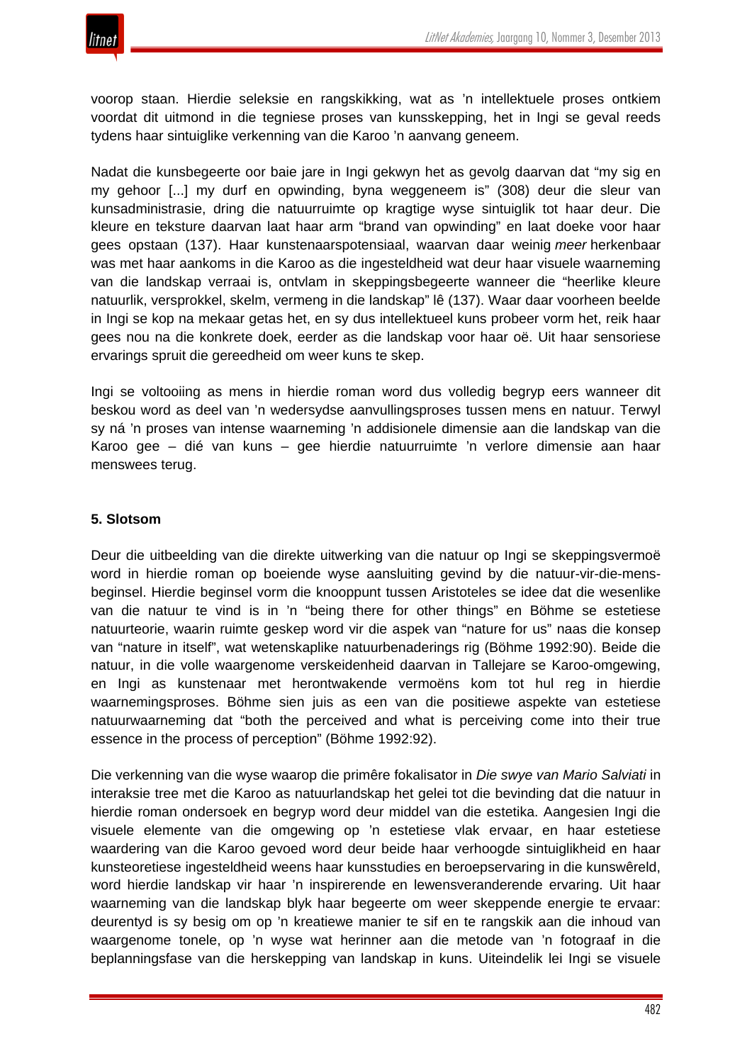voorop staan. Hierdie seleksie en rangskikking, wat as 'n intellektuele proses ontkiem voordat dit uitmond in die tegniese proses van kunsskepping, het in Ingi se geval reeds tydens haar sintuiglike verkenning van die Karoo 'n aanvang geneem.

Nadat die kunsbegeerte oor baie jare in Ingi gekwyn het as gevolg daarvan dat "my sig en my gehoor [...] my durf en opwinding, byna weggeneem is" (308) deur die sleur van kunsadministrasie, dring die natuurruimte op kragtige wyse sintuiglik tot haar deur. Die kleure en teksture daarvan laat haar arm "brand van opwinding" en laat doeke voor haar gees opstaan (137). Haar kunstenaarspotensiaal, waarvan daar weinig *meer* herkenbaar was met haar aankoms in die Karoo as die ingesteldheid wat deur haar visuele waarneming van die landskap verraai is, ontvlam in skeppingsbegeerte wanneer die "heerlike kleure natuurlik, versprokkel, skelm, vermeng in die landskap" lê (137). Waar daar voorheen beelde in Ingi se kop na mekaar getas het, en sy dus intellektueel kuns probeer vorm het, reik haar gees nou na die konkrete doek, eerder as die landskap voor haar oë. Uit haar sensoriese ervarings spruit die gereedheid om weer kuns te skep.

Ingi se voltooiing as mens in hierdie roman word dus volledig begryp eers wanneer dit beskou word as deel van 'n wedersydse aanvullingsproses tussen mens en natuur. Terwyl sy ná 'n proses van intense waarneming 'n addisionele dimensie aan die landskap van die Karoo gee – dié van kuns – gee hierdie natuurruimte 'n verlore dimensie aan haar menswees terug.

## 5. Slotsom

Deur die uitbeelding van die direkte uitwerking van die natuur op Ingi se skeppingsvermoë word in hierdie roman op boeiende wyse aansluiting gevind by die natuur-vir-die-mens-beginsel. Hierdie beginsel vorm die knooppunt tussen Aristoteles se idee dat die wesenlike van die natuur te vind is in 'n "being there for other things" en Böhme se estetiese natuurteorie, waarin ruimte geskep word vir die aspek van "nature for us" naas die konsep van "nature in itself", wat wetenskaplike natuurbenaderings rig (Böhme 1992:90). Beide die natuur, in die volle waargenome verskeidenheid daarvan in Tallejare se Karoo-omgewing, en Ingi as kunstenaar met herontwakende vermoëns kom tot hul reg in hierdie waarnemingsproses. Böhme sien juis as een van die positiewe aspekte van estetiese natuurwaarneming dat "both the perceived and what is perceiving come into their true essence in the process of perception" (Böhme 1992:92).

Die verkenning van die wyse waarop die primêre fokalisator in *Die swye van Mario Salviati* in interaksie tree met die Karoo as natuurlandskap het gelei tot die bevinding dat die natuur in hierdie roman ondersoek en begryp word deur middel van die estetika. Aangesien Ingi die visuele elemente van die omgewing op 'n estetiese vlak ervaar, en haar estetiese waardering van die Karoo gevoed word deur beide haar verhoogde sintuiglikheid en haar kunsteoretiese ingesteldheid weens haar kunsstudies en beroepservaring in die kunswêreld, word hierdie landskap vir haar 'n inspirerende en lewensveranderende ervaring. Uit haar waarneming van die landskap blyk haar begeerte om weer skeppende energie te ervaar: deurentyd is sy besig om op 'n kreatiewe manier te sif en te rangskik aan die inhoud van waargenome tonele, op 'n wyse wat herinner aan die metode van 'n fotograaf in die beplanningsfase van die herskepping van landskap in kuns. Uiteindelik lei Ingi se visuele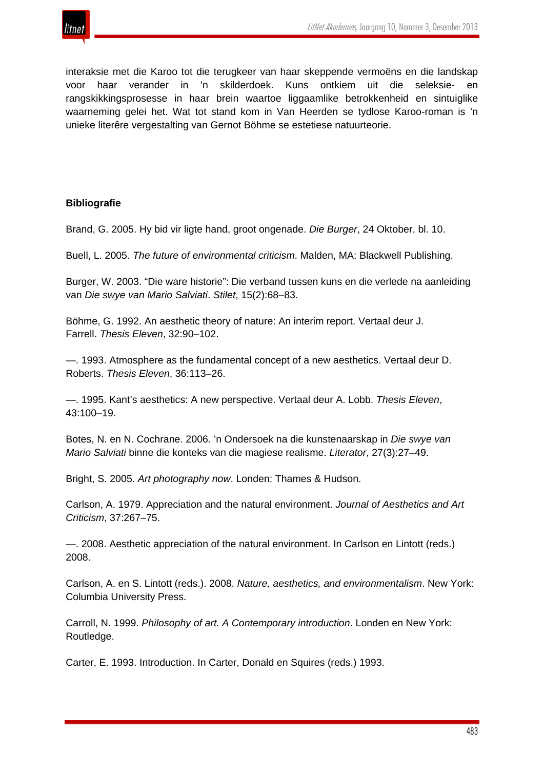interaksie met die Karoo tot die terugkeer van haar skeppende vermoëns en die landskap voor haar verander in ’n skilderdoek. Kuns ontkiem uit die seleksie- en rangskikkingsprosesse in haar brein waartoe liggaamlike betrokkenheid en sintuiglike waarneming gelei het. Wat tot stand kom in Van Heerden se tydlose Karoo-roman is ’n unieke literêre vergestalting van Gernot Böhme se estetiese natuurteorie.

**Bibliografie**

Brand, G. 2005. Hy bid vir ligte hand, groot ongenade. *Die Burger*, 24 Oktober, bl. 10.

Buell, L. 2005. *The future of environmental criticism*. Malden, MA: Blackwell Publishing.

Burger, W. 2003. “Die ware historie”: Die verband tussen kuns en die verlede na aanleiding van *Die swye van Mario Salviati*. *Stilet*, 15(2):68–83.

Böhme, G. 1992. An aesthetic theory of nature: An interim report. Vertaal deur J. Farrell. *Thesis Eleven*, 32:90–102.

—. 1993. Atmosphere as the fundamental concept of a new aesthetics. Vertaal deur D. Roberts. *Thesis Eleven*, 36:113–26.

—. 1995. Kant’s aesthetics: A new perspective. Vertaal deur A. Lobb. *Thesis Eleven*, 43:100–19.

Botes, N. en N. Cochrane. 2006. ’n Ondersoek na die kunstenaarskap in *Die swye van Mario Salviati* binne die konteks van die magiese realisme. *Literator*, 27(3):27–49.

Bright, S. 2005. *Art photography now*. Londen: Thames & Hudson.

Carlson, A. 1979. Appreciation and the natural environment. *Journal of Aesthetics and Art Criticism*, 37:267–75.

—. 2008. Aesthetic appreciation of the natural environment. In Carlson en Lintott (reds.) 2008.

Carlson, A. en S. Lintott (reds.). 2008. *Nature, aesthetics, and environmentalism*. New York: Columbia University Press.

Carroll, N. 1999. *Philosophy of art. A Contemporary introduction*. Londen en New York: Routledge.

Carter, E. 1993. Introduction. In Carter, Donald en Squires (reds.) 1993.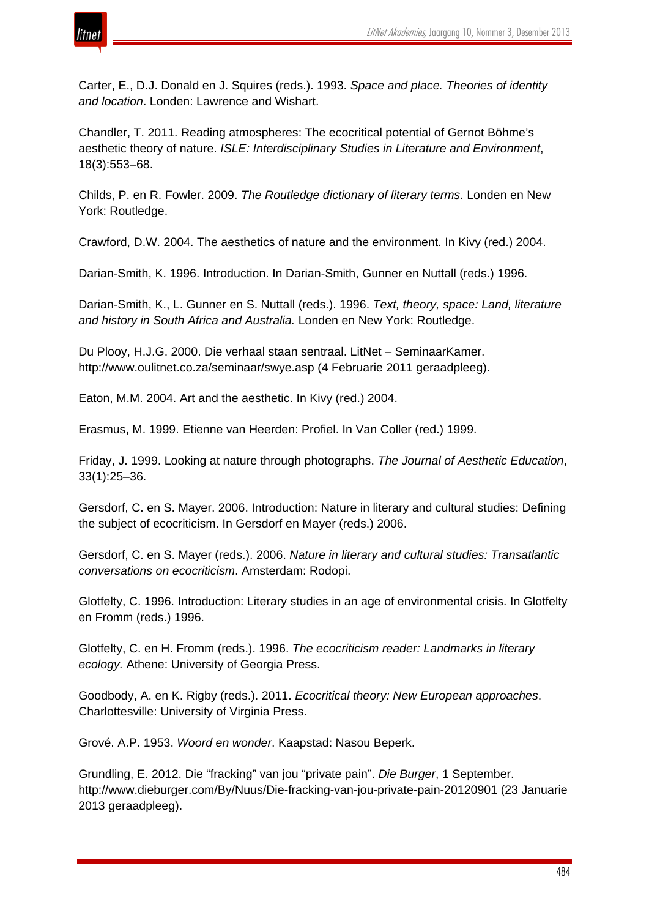Carter, E., D.J. Donald en J. Squires (reds.). 1993. *Space and place. Theories of identity and location*. Londen: Lawrence and Wishart.

Chandler, T. 2011. Reading atmospheres: The ecocritical potential of Gernot Böhme's aesthetic theory of nature. *ISLE: Interdisciplinary Studies in Literature and Environment*, 18(3):553–68.

Childs, P. en R. Fowler. 2009. *The Routledge dictionary of literary terms*. Londen en New York: Routledge.

Crawford, D.W. 2004. The aesthetics of nature and the environment. In Kivy (red.) 2004.

Darian-Smith, K. 1996. Introduction. In Darian-Smith, Gunner en Nuttall (reds.) 1996.

Darian-Smith, K., L. Gunner en S. Nuttall (reds.). 1996. *Text, theory, space: Land, literature and history in South Africa and Australia.* Londen en New York: Routledge.

Du Plooy, H.J.G. 2000. Die verhaal staan sentraal. LitNet – SeminaarKamer. http://www.oulitnet.co.za/seminaar/swye.asp (4 Februarie 2011 geraadpleeg).

Eaton, M.M. 2004. Art and the aesthetic. In Kivy (red.) 2004.

Erasmus, M. 1999. Etienne van Heerden: Profiel. In Van Coller (red.) 1999.

Friday, J. 1999. Looking at nature through photographs. *The Journal of Aesthetic Education*, 33(1):25–36.

Gersdorf, C. en S. Mayer. 2006. Introduction: Nature in literary and cultural studies: Defining the subject of ecocriticism. In Gersdorf en Mayer (reds.) 2006.

Gersdorf, C. en S. Mayer (reds.). 2006. *Nature in literary and cultural studies: Transatlantic conversations on ecocriticism*. Amsterdam: Rodopi.

Glotfelty, C. 1996. Introduction: Literary studies in an age of environmental crisis. In Glotfelty en Fromm (reds.) 1996.

Glotfelty, C. en H. Fromm (reds.). 1996. *The ecocriticism reader: Landmarks in literary ecology.* Athene: University of Georgia Press.

Goodbody, A. en K. Rigby (reds.). 2011. *Ecocritical theory: New European approaches*. Charlottesville: University of Virginia Press.

Grové. A.P. 1953. *Woord en wonder*. Kaapstad: Nasou Beperk.

Grundling, E. 2012. Die "fracking" van jou "private pain". *Die Burger*, 1 September. http://www.dieburger.com/By/Nuus/Die-fracking-van-jou-private-pain-20120901 (23 Januarie 2013 geraadpleeg).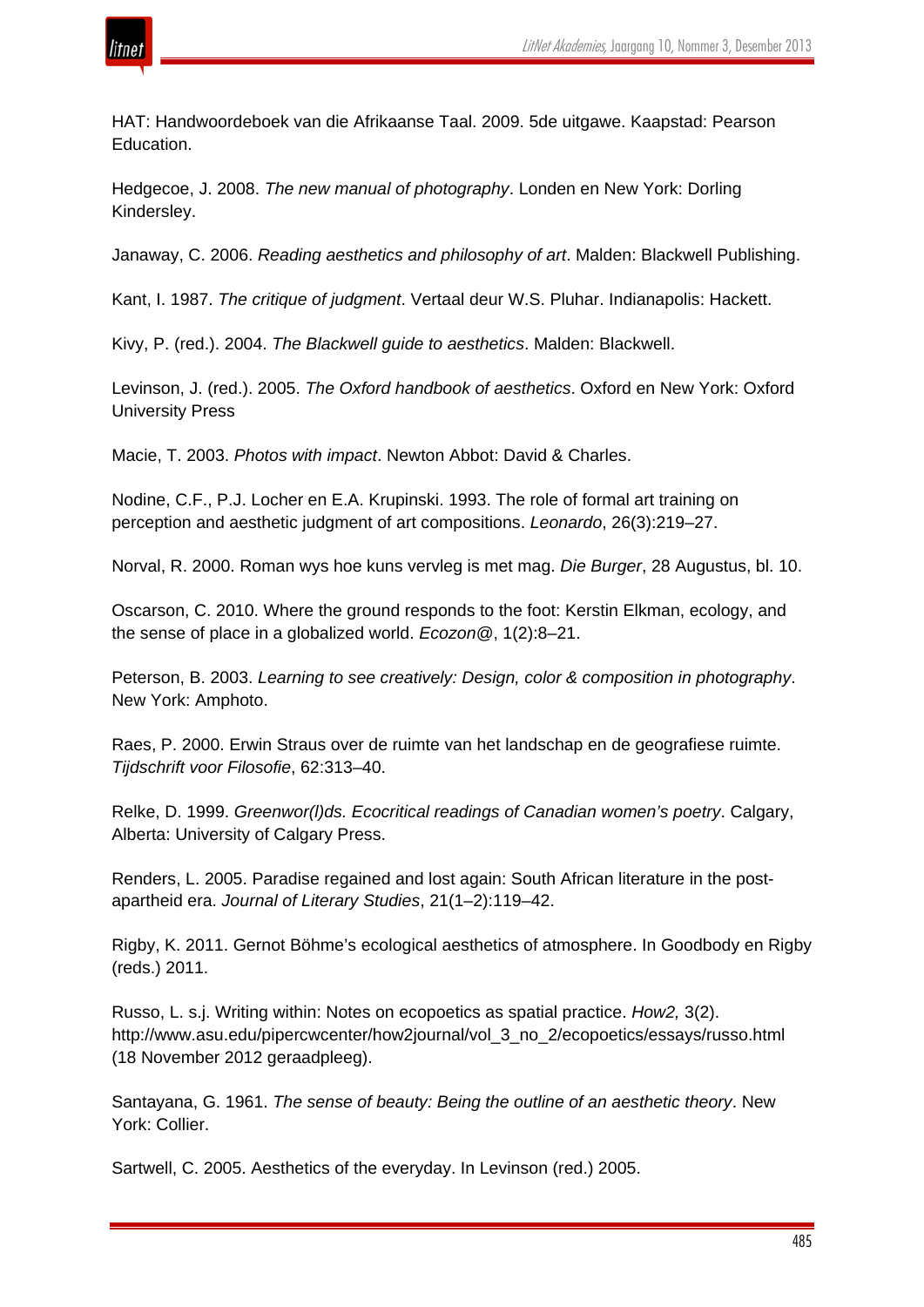HAT: Handwoordeboek van die Afrikaanse Taal. 2009. 5de uitgawe. Kaapstad: Pearson Education.

Hedgecoe, J. 2008. *The new manual of photography*. Londen en New York: Dorling Kindersley.

Janaway, C. 2006. *Reading aesthetics and philosophy of art*. Malden: Blackwell Publishing.

Kant, I. 1987. *The critique of judgment*. Vertaal deur W.S. Pluhar. Indianapolis: Hackett.

Kivy, P. (red.). 2004. *The Blackwell guide to aesthetics*. Malden: Blackwell.

Levinson, J. (red.). 2005. *The Oxford handbook of aesthetics*. Oxford en New York: Oxford University Press

Macie, T. 2003. *Photos with impact*. Newton Abbot: David & Charles.

Nodine, C.F., P.J. Locher en E.A. Krupinski. 1993. The role of formal art training on perception and aesthetic judgment of art compositions. *Leonardo*, 26(3):219–27.

Norval, R. 2000. Roman wys hoe kuns vervleg is met mag. *Die Burger*, 28 Augustus, bl. 10.

Oscarson, C. 2010. Where the ground responds to the foot: Kerstin Elkman, ecology, and the sense of place in a globalized world. *Ecozon@*, 1(2):8–21.

Peterson, B. 2003. *Learning to see creatively: Design, color & composition in photography*. New York: Amphoto.

Raes, P. 2000. Erwin Straus over de ruimte van het landschap en de geografiese ruimte. *Tijdschrift voor Filosofie*, 62:313–40.

Relke, D. 1999. *Greenwor(l)ds. Ecocritical readings of Canadian women's poetry*. Calgary, Alberta: University of Calgary Press.

Renders, L. 2005. Paradise regained and lost again: South African literature in the post-apartheid era. *Journal of Literary Studies*, 21(1–2):119–42.

Rigby, K. 2011. Gernot Böhme's ecological aesthetics of atmosphere. In Goodbody en Rigby (reds.) 2011.

Russo, L. s.j. Writing within: Notes on ecopoetics as spatial practice. *How2,* 3(2). http://www.asu.edu/pipercwcenter/how2journal/vol_3_no_2/ecopoetics/essays/russo.html (18 November 2012 geraadpleeg).

Santayana, G. 1961. *The sense of beauty: Being the outline of an aesthetic theory*. New York: Collier.

Sartwell, C. 2005. Aesthetics of the everyday. In Levinson (red.) 2005.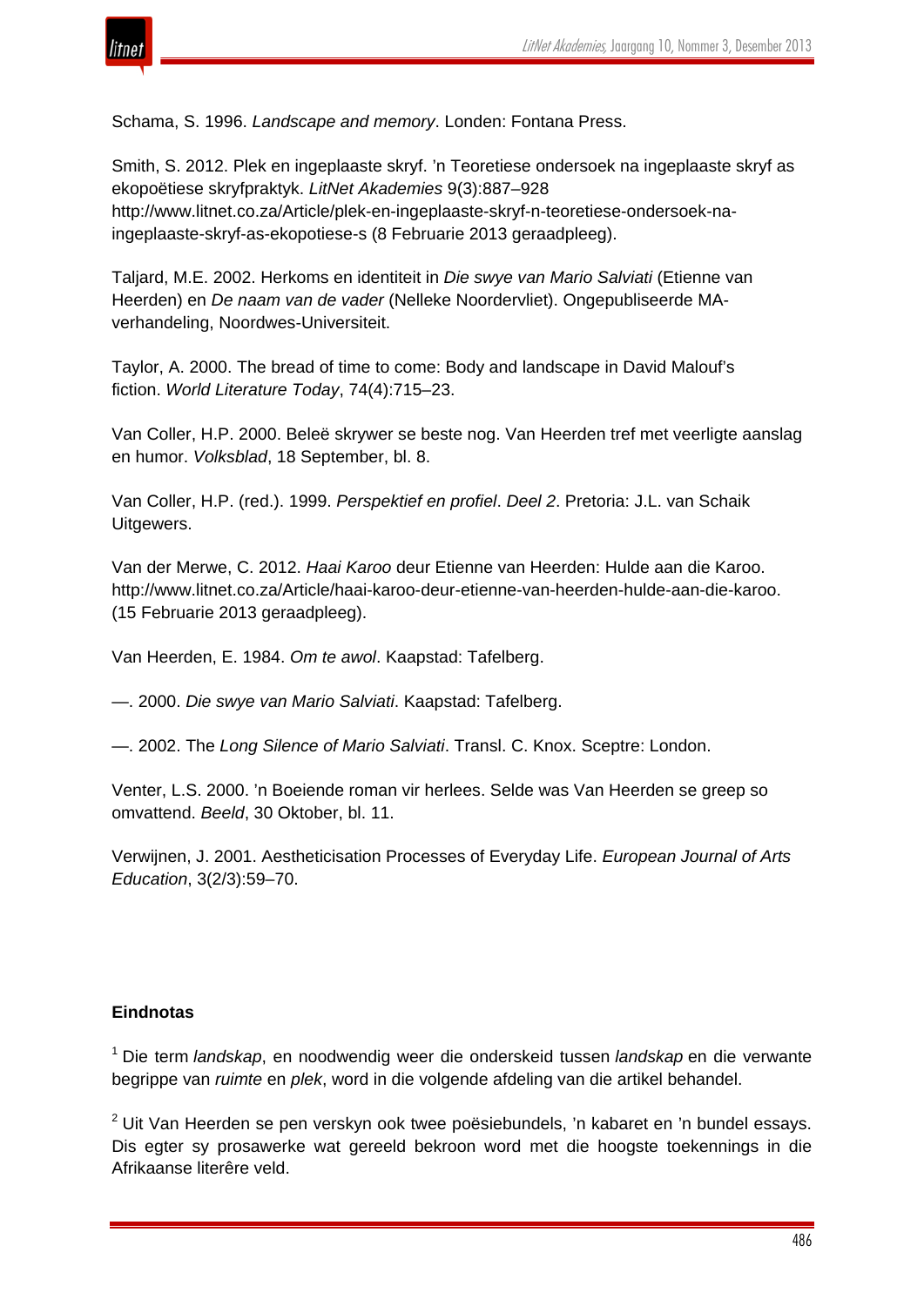Schama, S. 1996. *Landscape and memory*. Londen: Fontana Press.

Smith, S. 2012. Plek en ingeplaaste skryf. ’n Teoretiese ondersoek na ingeplaaste skryf as ekopoëtiese skryfpraktyk. *LitNet Akademies* 9(3):887–928 http://www.litnet.co.za/Article/plek-en-ingeplaaste-skryf-n-teoretiese-ondersoek-na-ingeplaaste-skryf-as-ekopotiese-s (8 Februarie 2013 geraadpleeg).

Taljard, M.E. 2002. Herkoms en identiteit in *Die swye van Mario Salviati* (Etienne van Heerden) en *De naam van de vader* (Nelleke Noordervliet). Ongepubliseerde MA-verhandeling, Noordwes-Universiteit.

Taylor, A. 2000. The bread of time to come: Body and landscape in David Malouf’s fiction. *World Literature Today*, 74(4):715–23.

Van Coller, H.P. 2000. Beleë skrywer se beste nog. Van Heerden tref met veerligte aanslag en humor. *Volksblad*, 18 September, bl. 8.

Van Coller, H.P. (red.). 1999. *Perspektief en profiel*. *Deel 2*. Pretoria: J.L. van Schaik Uitgewers.

Van der Merwe, C. 2012. *Haai Karoo* deur Etienne van Heerden: Hulde aan die Karoo. http://www.litnet.co.za/Article/haai-karoo-deur-etienne-van-heerden-hulde-aan-die-karoo. (15 Februarie 2013 geraadpleeg).

Van Heerden, E. 1984. *Om te awol*. Kaapstad: Tafelberg.

—. 2000. *Die swye van Mario Salviati*. Kaapstad: Tafelberg.

—. 2002. The *Long Silence of Mario Salviati*. Transl. C. Knox. Sceptre: London.

Venter, L.S. 2000. ’n Boeiende roman vir herlees. Selde was Van Heerden se greep so omvattend. *Beeld*, 30 Oktober, bl. 11.

Verwijnen, J. 2001. Aestheticisation Processes of Everyday Life. *European Journal of Arts Education*, 3(2/3):59–70.

**Eindnotas**

[1] Die term *landskap*, en noodwendig weer die onderskeid tussen *landskap* en die verwante begrippe van *ruimte* en *plek*, word in die volgende afdeling van die artikel behandel.

[2] Uit Van Heerden se pen verskyn ook twee poësiebundels, ’n kabaret en ’n bundel essays. Dis egter sy prosawerke wat gereeld bekroon word met die hoogste toekennings in die Afrikaanse literêre veld.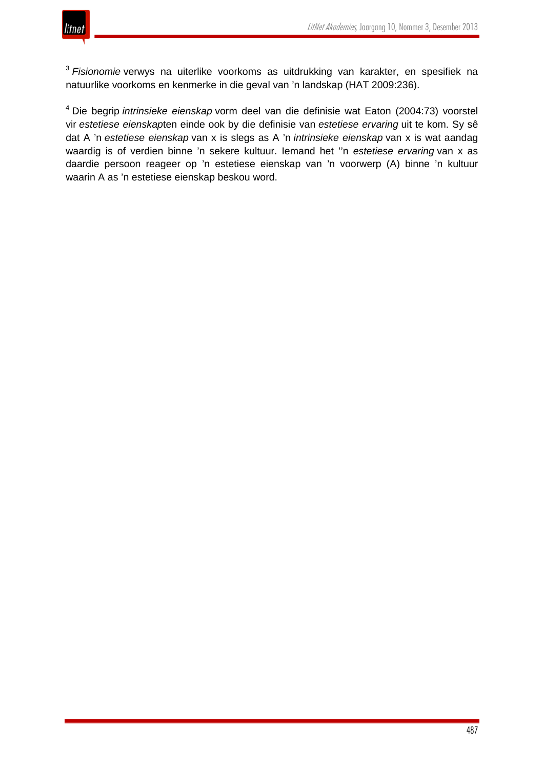[3] *Fisionomie* verwys na uiterlike voorkoms as uitdrukking van karakter, en spesifiek na natuurlike voorkoms en kenmerke in die geval van 'n landskap (HAT 2009:236).

[4] Die begrip *intrinsieke eienskap* vorm deel van die definisie wat Eaton (2004:73) voorstel vir *estetiese eienskap*ten einde ook by die definisie van *estetiese ervaring* uit te kom. Sy sê dat A 'n *estetiese eienskap* van x is slegs as A 'n *intrinsieke eienskap* van x is wat aandag waardig is of verdien binne 'n sekere kultuur. Iemand het ''n *estetiese ervaring* van x as daardie persoon reageer op 'n estetiese eienskap van 'n voorwerp (A) binne 'n kultuur waarin A as 'n estetiese eienskap beskou word.